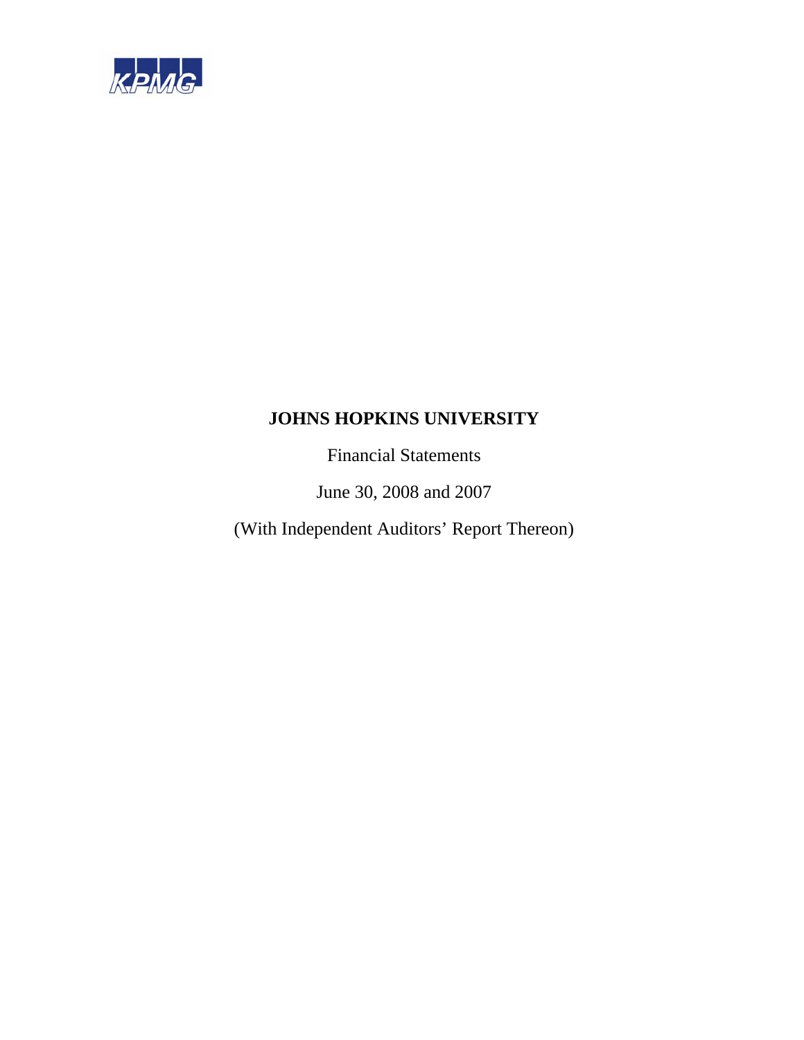KPMG

# JOHNS HOPKINS UNIVERSITY

Financial Statements

June 30, 2008 and 2007

(With Independent Auditors' Report Thereon)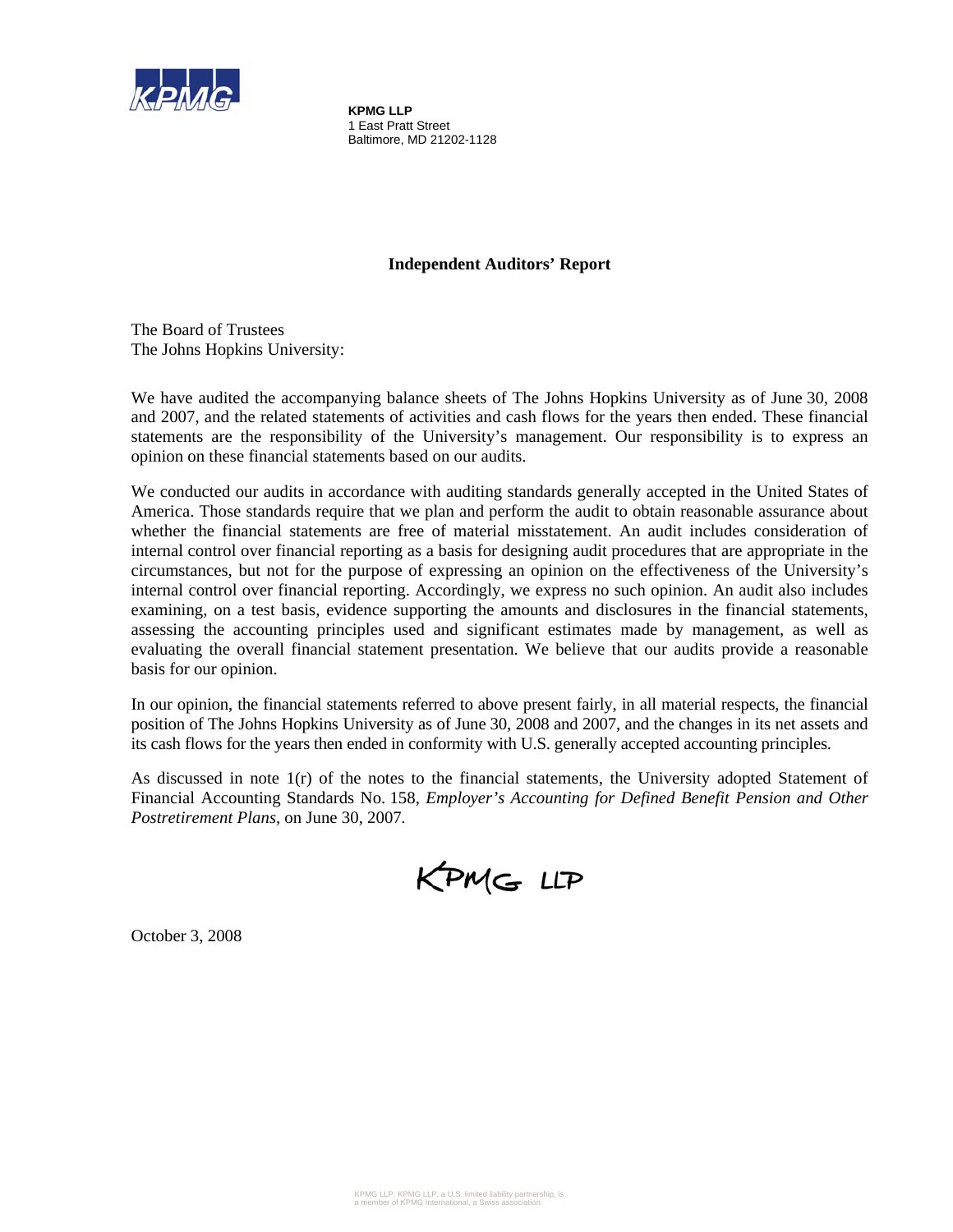**KPMG LLP**
1 East Pratt Street
Baltimore, MD 21202-1128

## Independent Auditors' Report

The Board of Trustees
The Johns Hopkins University:

We have audited the accompanying balance sheets of The Johns Hopkins University as of June 30, 2008 and 2007, and the related statements of activities and cash flows for the years then ended. These financial statements are the responsibility of the University's management. Our responsibility is to express an opinion on these financial statements based on our audits.

We conducted our audits in accordance with auditing standards generally accepted in the United States of America. Those standards require that we plan and perform the audit to obtain reasonable assurance about whether the financial statements are free of material misstatement. An audit includes consideration of internal control over financial reporting as a basis for designing audit procedures that are appropriate in the circumstances, but not for the purpose of expressing an opinion on the effectiveness of the University's internal control over financial reporting. Accordingly, we express no such opinion. An audit also includes examining, on a test basis, evidence supporting the amounts and disclosures in the financial statements, assessing the accounting principles used and significant estimates made by management, as well as evaluating the overall financial statement presentation. We believe that our audits provide a reasonable basis for our opinion.

In our opinion, the financial statements referred to above present fairly, in all material respects, the financial position of The Johns Hopkins University as of June 30, 2008 and 2007, and the changes in its net assets and its cash flows for the years then ended in conformity with U.S. generally accepted accounting principles.

As discussed in note 1(r) of the notes to the financial statements, the University adopted Statement of Financial Accounting Standards No. 158, *Employer's Accounting for Defined Benefit Pension and Other Postretirement Plans*, on June 30, 2007.

KPMG LLP

October 3, 2008

KPMG LLP. KPMG LLP, a U.S. limited liability partnership, is a member of KPMG International, a Swiss association.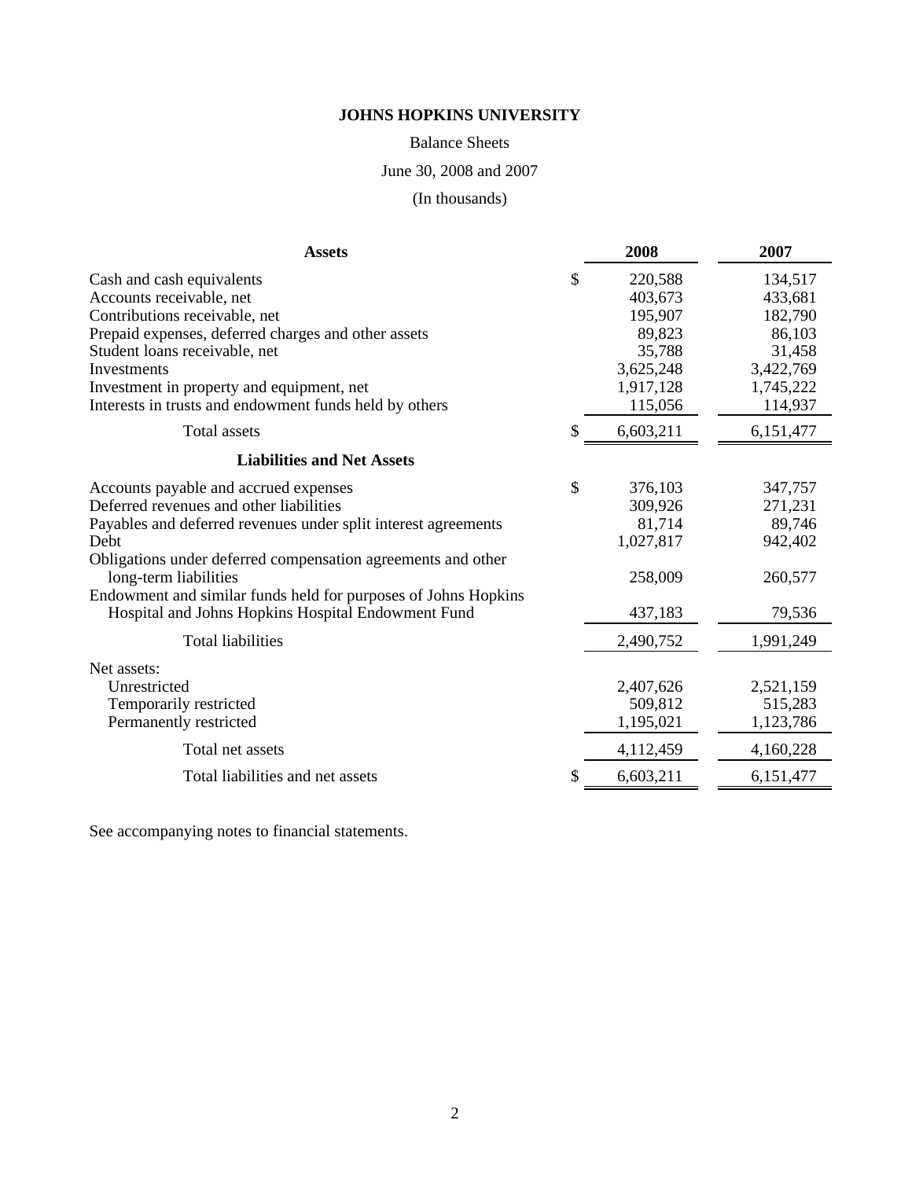# JOHNS HOPKINS UNIVERSITY

Balance Sheets

June 30, 2008 and 2007

(In thousands)

| Assets | 2008 | 2007 |
|---|---|---|
| Cash and cash equivalents | $ 220,588 | 134,517 |
| Accounts receivable, net | 403,673 | 433,681 |
| Contributions receivable, net | 195,907 | 182,790 |
| Prepaid expenses, deferred charges and other assets | 89,823 | 86,103 |
| Student loans receivable, net | 35,788 | 31,458 |
| Investments | 3,625,248 | 3,422,769 |
| Investment in property and equipment, net | 1,917,128 | 1,745,222 |
| Interests in trusts and endowment funds held by others | 115,056 | 114,937 |
| Total assets | $ 6,603,211 | 6,151,477 |
| **Liabilities and Net Assets** | | |
| Accounts payable and accrued expenses | $ 376,103 | 347,757 |
| Deferred revenues and other liabilities | 309,926 | 271,231 |
| Payables and deferred revenues under split interest agreements | 81,714 | 89,746 |
| Debt | 1,027,817 | 942,402 |
| Obligations under deferred compensation agreements and other long-term liabilities | 258,009 | 260,577 |
| Endowment and similar funds held for purposes of Johns Hopkins Hospital and Johns Hopkins Hospital Endowment Fund | 437,183 | 79,536 |
| Total liabilities | 2,490,752 | 1,991,249 |
| Net assets: | | |
| Unrestricted | 2,407,626 | 2,521,159 |
| Temporarily restricted | 509,812 | 515,283 |
| Permanently restricted | 1,195,021 | 1,123,786 |
| Total net assets | 4,112,459 | 4,160,228 |
| Total liabilities and net assets | $ 6,603,211 | 6,151,477 |

See accompanying notes to financial statements.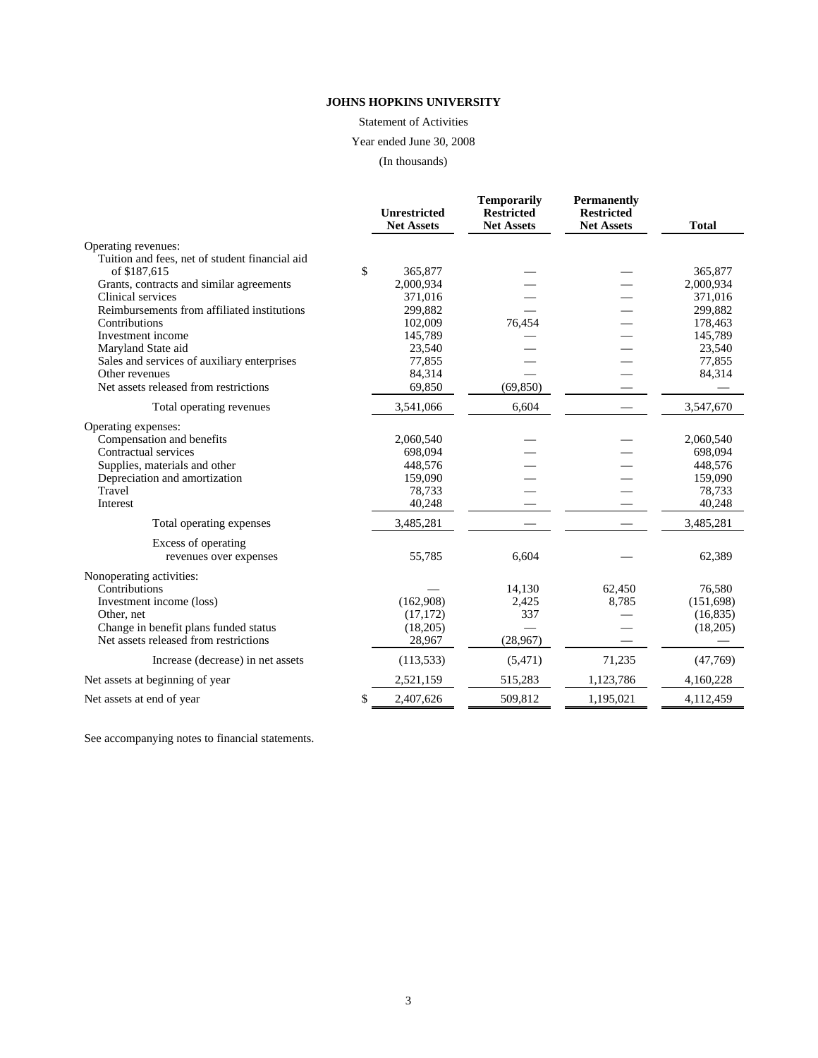**JOHNS HOPKINS UNIVERSITY**

Statement of Activities

Year ended June 30, 2008

(In thousands)

| | Unrestricted Net Assets | Temporarily Restricted Net Assets | Permanently Restricted Net Assets | Total |
|---|---|---|---|---|
| Operating revenues: | | | | |
| Tuition and fees, net of student financial aid of $187,615 | $ 365,877 | — | — | 365,877 |
| Grants, contracts and similar agreements | 2,000,934 | — | — | 2,000,934 |
| Clinical services | 371,016 | — | — | 371,016 |
| Reimbursements from affiliated institutions | 299,882 | — | — | 299,882 |
| Contributions | 102,009 | 76,454 | — | 178,463 |
| Investment income | 145,789 | — | — | 145,789 |
| Maryland State aid | 23,540 | — | — | 23,540 |
| Sales and services of auxiliary enterprises | 77,855 | — | — | 77,855 |
| Other revenues | 84,314 | — | — | 84,314 |
| Net assets released from restrictions | 69,850 | (69,850) | — | — |
| Total operating revenues | 3,541,066 | 6,604 | — | 3,547,670 |
| Operating expenses: | | | | |
| Compensation and benefits | 2,060,540 | — | — | 2,060,540 |
| Contractual services | 698,094 | — | — | 698,094 |
| Supplies, materials and other | 448,576 | — | — | 448,576 |
| Depreciation and amortization | 159,090 | — | — | 159,090 |
| Travel | 78,733 | — | — | 78,733 |
| Interest | 40,248 | — | — | 40,248 |
| Total operating expenses | 3,485,281 | — | — | 3,485,281 |
| Excess of operating revenues over expenses | 55,785 | 6,604 | — | 62,389 |
| Nonoperating activities: | | | | |
| Contributions | — | 14,130 | 62,450 | 76,580 |
| Investment income (loss) | (162,908) | 2,425 | 8,785 | (151,698) |
| Other, net | (17,172) | 337 | — | (16,835) |
| Change in benefit plans funded status | (18,205) | — | — | (18,205) |
| Net assets released from restrictions | 28,967 | (28,967) | — | — |
| Increase (decrease) in net assets | (113,533) | (5,471) | 71,235 | (47,769) |
| Net assets at beginning of year | 2,521,159 | 515,283 | 1,123,786 | 4,160,228 |
| Net assets at end of year | $ 2,407,626 | 509,812 | 1,195,021 | 4,112,459 |

See accompanying notes to financial statements.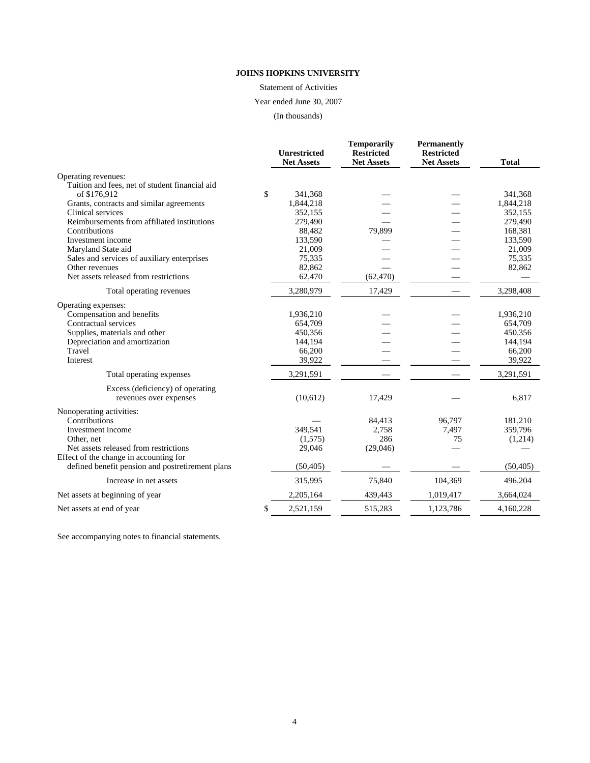**JOHNS HOPKINS UNIVERSITY**

Statement of Activities

Year ended June 30, 2007

(In thousands)

| | Unrestricted Net Assets | Temporarily Restricted Net Assets | Permanently Restricted Net Assets | Total |
|---|---|---|---|---|
| Operating revenues: | | | | |
| Tuition and fees, net of student financial aid of $176,912 | $ 341,368 | — | — | 341,368 |
| Grants, contracts and similar agreements | 1,844,218 | — | — | 1,844,218 |
| Clinical services | 352,155 | — | — | 352,155 |
| Reimbursements from affiliated institutions | 279,490 | — | — | 279,490 |
| Contributions | 88,482 | 79,899 | — | 168,381 |
| Investment income | 133,590 | — | — | 133,590 |
| Maryland State aid | 21,009 | — | — | 21,009 |
| Sales and services of auxiliary enterprises | 75,335 | — | — | 75,335 |
| Other revenues | 82,862 | — | — | 82,862 |
| Net assets released from restrictions | 62,470 | (62,470) | — | — |
| Total operating revenues | 3,280,979 | 17,429 | — | 3,298,408 |
| Operating expenses: | | | | |
| Compensation and benefits | 1,936,210 | — | — | 1,936,210 |
| Contractual services | 654,709 | — | — | 654,709 |
| Supplies, materials and other | 450,356 | — | — | 450,356 |
| Depreciation and amortization | 144,194 | — | — | 144,194 |
| Travel | 66,200 | — | — | 66,200 |
| Interest | 39,922 | — | — | 39,922 |
| Total operating expenses | 3,291,591 | — | — | 3,291,591 |
| Excess (deficiency) of operating revenues over expenses | (10,612) | 17,429 | — | 6,817 |
| Nonoperating activities: | | | | |
| Contributions | — | 84,413 | 96,797 | 181,210 |
| Investment income | 349,541 | 2,758 | 7,497 | 359,796 |
| Other, net | (1,575) | 286 | 75 | (1,214) |
| Net assets released from restrictions | 29,046 | (29,046) | — | — |
| Effect of the change in accounting for defined benefit pension and postretirement plans | (50,405) | — | — | (50,405) |
| Increase in net assets | 315,995 | 75,840 | 104,369 | 496,204 |
| Net assets at beginning of year | 2,205,164 | 439,443 | 1,019,417 | 3,664,024 |
| Net assets at end of year | $ 2,521,159 | 515,283 | 1,123,786 | 4,160,228 |

See accompanying notes to financial statements.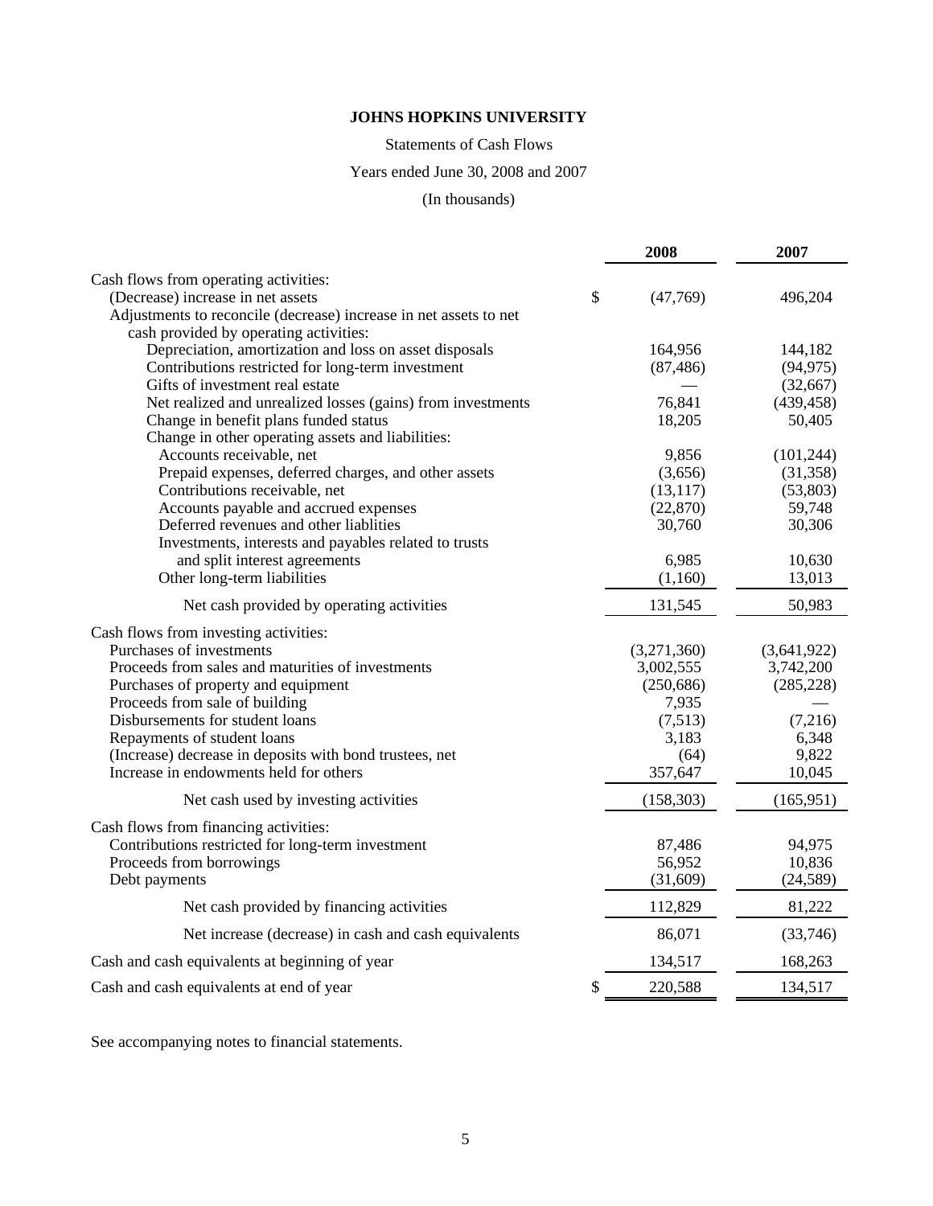# JOHNS HOPKINS UNIVERSITY

Statements of Cash Flows

Years ended June 30, 2008 and 2007

(In thousands)

| | 2008 | 2007 |
|---|---|---|
| Cash flows from operating activities: | | |
| (Decrease) increase in net assets | $ (47,769) | 496,204 |
| Adjustments to reconcile (decrease) increase in net assets to net cash provided by operating activities: | | |
| Depreciation, amortization and loss on asset disposals | 164,956 | 144,182 |
| Contributions restricted for long-term investment | (87,486) | (94,975) |
| Gifts of investment real estate | — | (32,667) |
| Net realized and unrealized losses (gains) from investments | 76,841 | (439,458) |
| Change in benefit plans funded status | 18,205 | 50,405 |
| Change in other operating assets and liabilities: | | |
| Accounts receivable, net | 9,856 | (101,244) |
| Prepaid expenses, deferred charges, and other assets | (3,656) | (31,358) |
| Contributions receivable, net | (13,117) | (53,803) |
| Accounts payable and accrued expenses | (22,870) | 59,748 |
| Deferred revenues and other liablities | 30,760 | 30,306 |
| Investments, interests and payables related to trusts and split interest agreements | 6,985 | 10,630 |
| Other long-term liabilities | (1,160) | 13,013 |
| Net cash provided by operating activities | 131,545 | 50,983 |
| Cash flows from investing activities: | | |
| Purchases of investments | (3,271,360) | (3,641,922) |
| Proceeds from sales and maturities of investments | 3,002,555 | 3,742,200 |
| Purchases of property and equipment | (250,686) | (285,228) |
| Proceeds from sale of building | 7,935 | — |
| Disbursements for student loans | (7,513) | (7,216) |
| Repayments of student loans | 3,183 | 6,348 |
| (Increase) decrease in deposits with bond trustees, net | (64) | 9,822 |
| Increase in endowments held for others | 357,647 | 10,045 |
| Net cash used by investing activities | (158,303) | (165,951) |
| Cash flows from financing activities: | | |
| Contributions restricted for long-term investment | 87,486 | 94,975 |
| Proceeds from borrowings | 56,952 | 10,836 |
| Debt payments | (31,609) | (24,589) |
| Net cash provided by financing activities | 112,829 | 81,222 |
| Net increase (decrease) in cash and cash equivalents | 86,071 | (33,746) |
| Cash and cash equivalents at beginning of year | 134,517 | 168,263 |
| Cash and cash equivalents at end of year | $ 220,588 | 134,517 |

See accompanying notes to financial statements.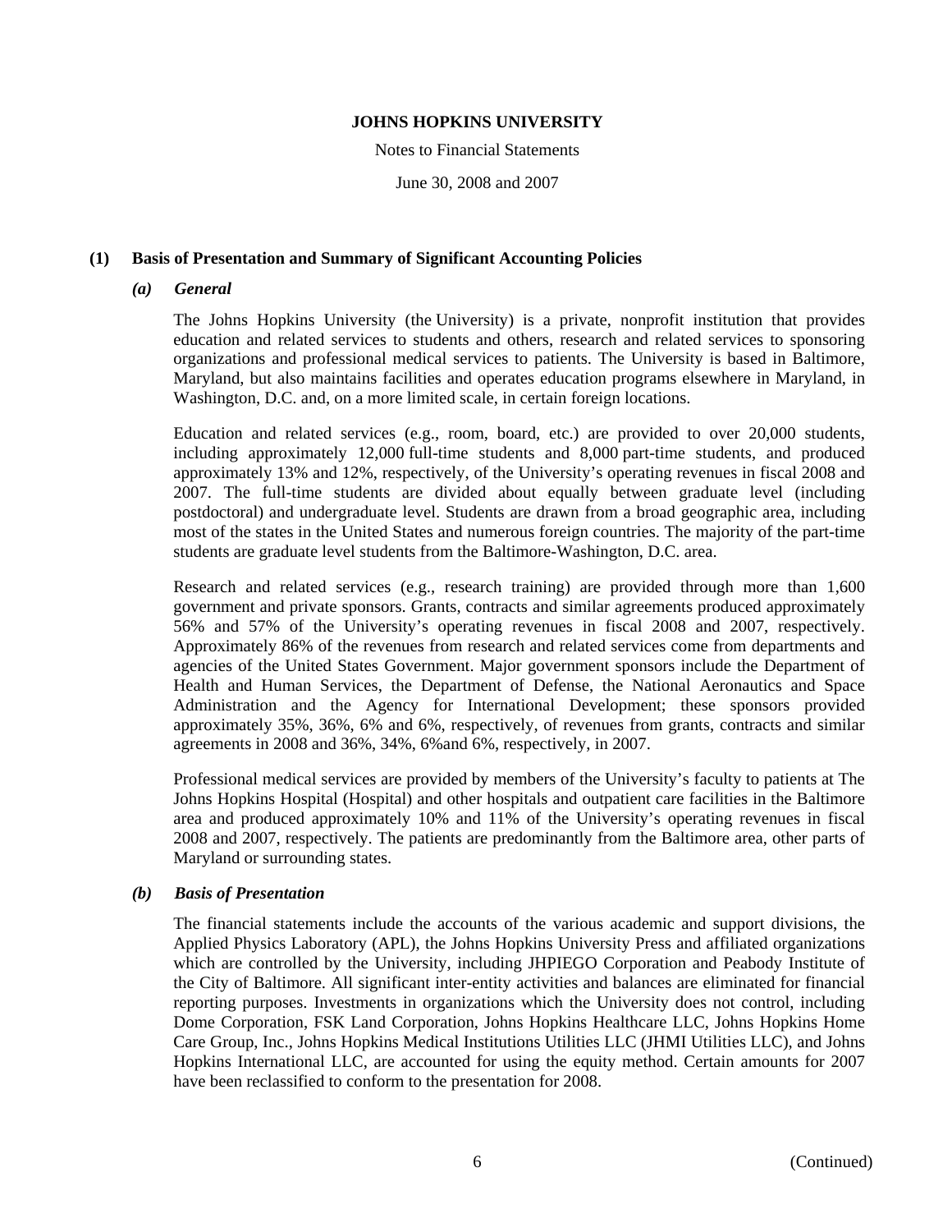# JOHNS HOPKINS UNIVERSITY

Notes to Financial Statements

June 30, 2008 and 2007

## (1) Basis of Presentation and Summary of Significant Accounting Policies

### *(a) General*

The Johns Hopkins University (the University) is a private, nonprofit institution that provides education and related services to students and others, research and related services to sponsoring organizations and professional medical services to patients. The University is based in Baltimore, Maryland, but also maintains facilities and operates education programs elsewhere in Maryland, in Washington, D.C. and, on a more limited scale, in certain foreign locations.

Education and related services (e.g., room, board, etc.) are provided to over 20,000 students, including approximately 12,000 full-time students and 8,000 part-time students, and produced approximately 13% and 12%, respectively, of the University's operating revenues in fiscal 2008 and 2007. The full-time students are divided about equally between graduate level (including postdoctoral) and undergraduate level. Students are drawn from a broad geographic area, including most of the states in the United States and numerous foreign countries. The majority of the part-time students are graduate level students from the Baltimore-Washington, D.C. area.

Research and related services (e.g., research training) are provided through more than 1,600 government and private sponsors. Grants, contracts and similar agreements produced approximately 56% and 57% of the University's operating revenues in fiscal 2008 and 2007, respectively. Approximately 86% of the revenues from research and related services come from departments and agencies of the United States Government. Major government sponsors include the Department of Health and Human Services, the Department of Defense, the National Aeronautics and Space Administration and the Agency for International Development; these sponsors provided approximately 35%, 36%, 6% and 6%, respectively, of revenues from grants, contracts and similar agreements in 2008 and 36%, 34%, 6%and 6%, respectively, in 2007.

Professional medical services are provided by members of the University's faculty to patients at The Johns Hopkins Hospital (Hospital) and other hospitals and outpatient care facilities in the Baltimore area and produced approximately 10% and 11% of the University's operating revenues in fiscal 2008 and 2007, respectively. The patients are predominantly from the Baltimore area, other parts of Maryland or surrounding states.

### *(b) Basis of Presentation*

The financial statements include the accounts of the various academic and support divisions, the Applied Physics Laboratory (APL), the Johns Hopkins University Press and affiliated organizations which are controlled by the University, including JHPIEGO Corporation and Peabody Institute of the City of Baltimore. All significant inter-entity activities and balances are eliminated for financial reporting purposes. Investments in organizations which the University does not control, including Dome Corporation, FSK Land Corporation, Johns Hopkins Healthcare LLC, Johns Hopkins Home Care Group, Inc., Johns Hopkins Medical Institutions Utilities LLC (JHMI Utilities LLC), and Johns Hopkins International LLC, are accounted for using the equity method. Certain amounts for 2007 have been reclassified to conform to the presentation for 2008.

(Continued)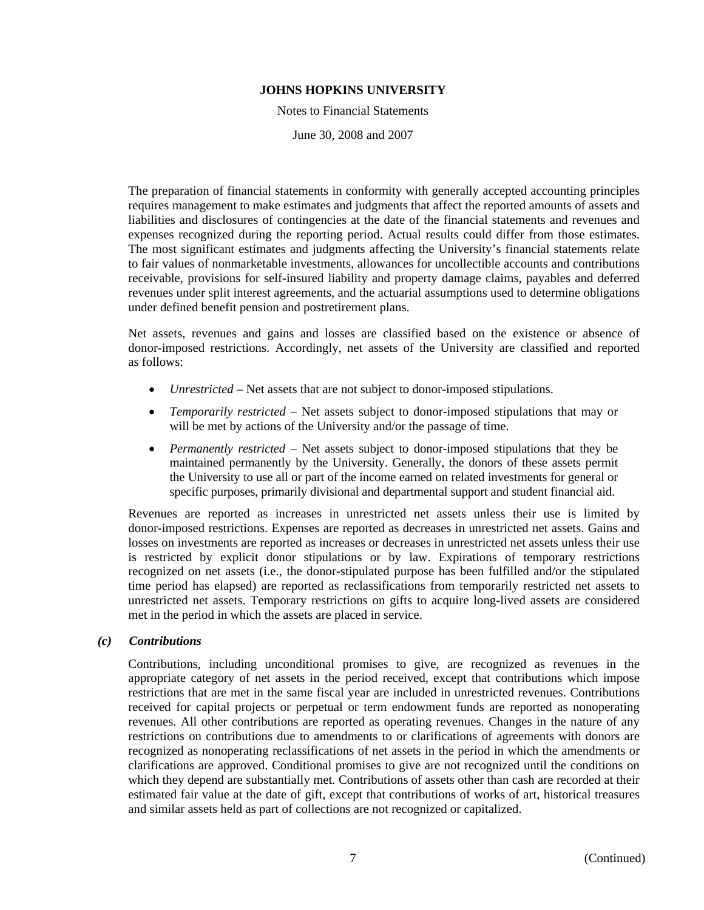The preparation of financial statements in conformity with generally accepted accounting principles requires management to make estimates and judgments that affect the reported amounts of assets and liabilities and disclosures of contingencies at the date of the financial statements and revenues and expenses recognized during the reporting period. Actual results could differ from those estimates. The most significant estimates and judgments affecting the University's financial statements relate to fair values of nonmarketable investments, allowances for uncollectible accounts and contributions receivable, provisions for self-insured liability and property damage claims, payables and deferred revenues under split interest agreements, and the actuarial assumptions used to determine obligations under defined benefit pension and postretirement plans.

Net assets, revenues and gains and losses are classified based on the existence or absence of donor-imposed restrictions. Accordingly, net assets of the University are classified and reported as follows:

- *Unrestricted* – Net assets that are not subject to donor-imposed stipulations.
- *Temporarily restricted* – Net assets subject to donor-imposed stipulations that may or will be met by actions of the University and/or the passage of time.
- *Permanently restricted* – Net assets subject to donor-imposed stipulations that they be maintained permanently by the University. Generally, the donors of these assets permit the University to use all or part of the income earned on related investments for general or specific purposes, primarily divisional and departmental support and student financial aid.

Revenues are reported as increases in unrestricted net assets unless their use is limited by donor-imposed restrictions. Expenses are reported as decreases in unrestricted net assets. Gains and losses on investments are reported as increases or decreases in unrestricted net assets unless their use is restricted by explicit donor stipulations or by law. Expirations of temporary restrictions recognized on net assets (i.e., the donor-stipulated purpose has been fulfilled and/or the stipulated time period has elapsed) are reported as reclassifications from temporarily restricted net assets to unrestricted net assets. Temporary restrictions on gifts to acquire long-lived assets are considered met in the period in which the assets are placed in service.

### *(c) Contributions*

Contributions, including unconditional promises to give, are recognized as revenues in the appropriate category of net assets in the period received, except that contributions which impose restrictions that are met in the same fiscal year are included in unrestricted revenues. Contributions received for capital projects or perpetual or term endowment funds are reported as nonoperating revenues. All other contributions are reported as operating revenues. Changes in the nature of any restrictions on contributions due to amendments to or clarifications of agreements with donors are recognized as nonoperating reclassifications of net assets in the period in which the amendments or clarifications are approved. Conditional promises to give are not recognized until the conditions on which they depend are substantially met. Contributions of assets other than cash are recorded at their estimated fair value at the date of gift, except that contributions of works of art, historical treasures and similar assets held as part of collections are not recognized or capitalized.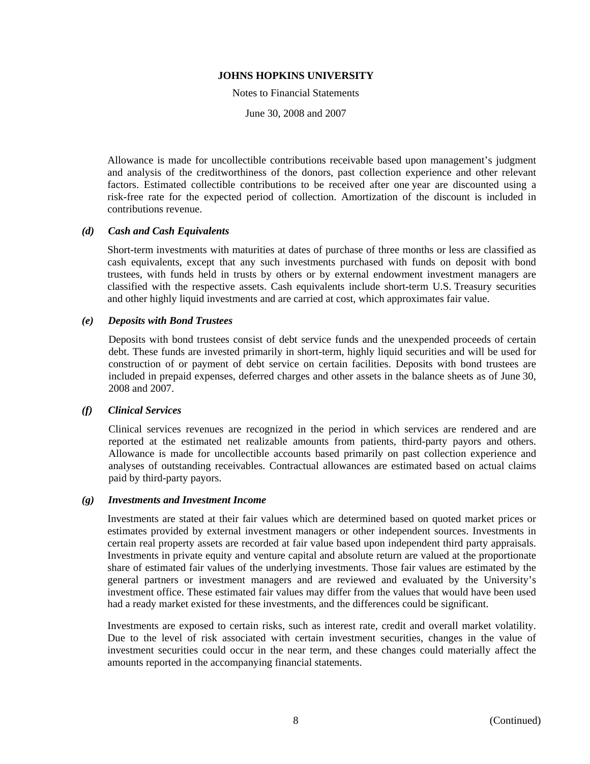Allowance is made for uncollectible contributions receivable based upon management's judgment and analysis of the creditworthiness of the donors, past collection experience and other relevant factors. Estimated collectible contributions to be received after one year are discounted using a risk-free rate for the expected period of collection. Amortization of the discount is included in contributions revenue.

### *(d) Cash and Cash Equivalents*

Short-term investments with maturities at dates of purchase of three months or less are classified as cash equivalents, except that any such investments purchased with funds on deposit with bond trustees, with funds held in trusts by others or by external endowment investment managers are classified with the respective assets. Cash equivalents include short-term U.S. Treasury securities and other highly liquid investments and are carried at cost, which approximates fair value.

### *(e) Deposits with Bond Trustees*

Deposits with bond trustees consist of debt service funds and the unexpended proceeds of certain debt. These funds are invested primarily in short-term, highly liquid securities and will be used for construction of or payment of debt service on certain facilities. Deposits with bond trustees are included in prepaid expenses, deferred charges and other assets in the balance sheets as of June 30, 2008 and 2007.

### *(f) Clinical Services*

Clinical services revenues are recognized in the period in which services are rendered and are reported at the estimated net realizable amounts from patients, third-party payors and others. Allowance is made for uncollectible accounts based primarily on past collection experience and analyses of outstanding receivables. Contractual allowances are estimated based on actual claims paid by third-party payors.

### *(g) Investments and Investment Income*

Investments are stated at their fair values which are determined based on quoted market prices or estimates provided by external investment managers or other independent sources. Investments in certain real property assets are recorded at fair value based upon independent third party appraisals. Investments in private equity and venture capital and absolute return are valued at the proportionate share of estimated fair values of the underlying investments. Those fair values are estimated by the general partners or investment managers and are reviewed and evaluated by the University's investment office. These estimated fair values may differ from the values that would have been used had a ready market existed for these investments, and the differences could be significant.

Investments are exposed to certain risks, such as interest rate, credit and overall market volatility. Due to the level of risk associated with certain investment securities, changes in the value of investment securities could occur in the near term, and these changes could materially affect the amounts reported in the accompanying financial statements.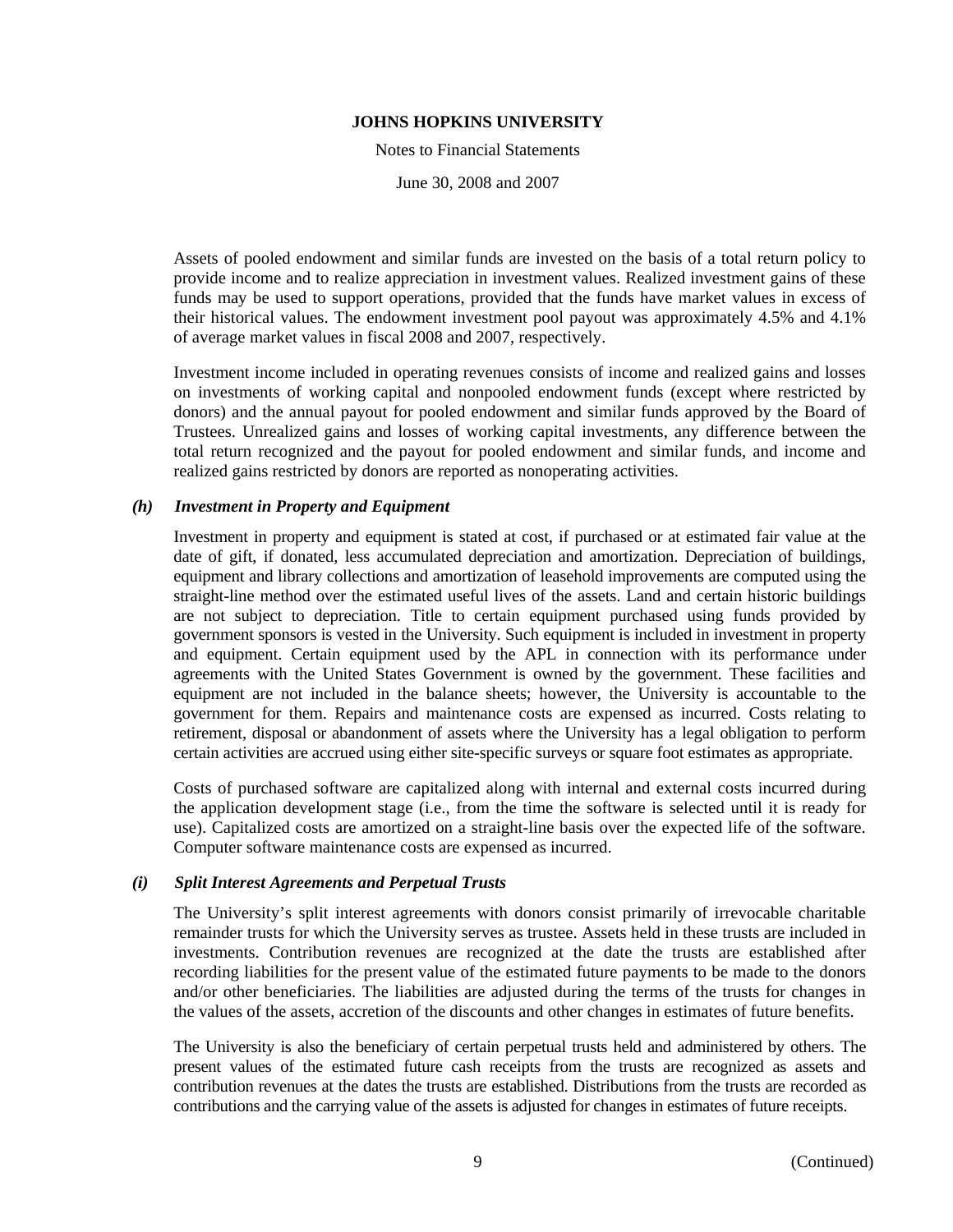Assets of pooled endowment and similar funds are invested on the basis of a total return policy to provide income and to realize appreciation in investment values. Realized investment gains of these funds may be used to support operations, provided that the funds have market values in excess of their historical values. The endowment investment pool payout was approximately 4.5% and 4.1% of average market values in fiscal 2008 and 2007, respectively.

Investment income included in operating revenues consists of income and realized gains and losses on investments of working capital and nonpooled endowment funds (except where restricted by donors) and the annual payout for pooled endowment and similar funds approved by the Board of Trustees. Unrealized gains and losses of working capital investments, any difference between the total return recognized and the payout for pooled endowment and similar funds, and income and realized gains restricted by donors are reported as nonoperating activities.

### *(h) Investment in Property and Equipment*

Investment in property and equipment is stated at cost, if purchased or at estimated fair value at the date of gift, if donated, less accumulated depreciation and amortization. Depreciation of buildings, equipment and library collections and amortization of leasehold improvements are computed using the straight-line method over the estimated useful lives of the assets. Land and certain historic buildings are not subject to depreciation. Title to certain equipment purchased using funds provided by government sponsors is vested in the University. Such equipment is included in investment in property and equipment. Certain equipment used by the APL in connection with its performance under agreements with the United States Government is owned by the government. These facilities and equipment are not included in the balance sheets; however, the University is accountable to the government for them. Repairs and maintenance costs are expensed as incurred. Costs relating to retirement, disposal or abandonment of assets where the University has a legal obligation to perform certain activities are accrued using either site-specific surveys or square foot estimates as appropriate.

Costs of purchased software are capitalized along with internal and external costs incurred during the application development stage (i.e., from the time the software is selected until it is ready for use). Capitalized costs are amortized on a straight-line basis over the expected life of the software. Computer software maintenance costs are expensed as incurred.

### *(i) Split Interest Agreements and Perpetual Trusts*

The University's split interest agreements with donors consist primarily of irrevocable charitable remainder trusts for which the University serves as trustee. Assets held in these trusts are included in investments. Contribution revenues are recognized at the date the trusts are established after recording liabilities for the present value of the estimated future payments to be made to the donors and/or other beneficiaries. The liabilities are adjusted during the terms of the trusts for changes in the values of the assets, accretion of the discounts and other changes in estimates of future benefits.

The University is also the beneficiary of certain perpetual trusts held and administered by others. The present values of the estimated future cash receipts from the trusts are recognized as assets and contribution revenues at the dates the trusts are established. Distributions from the trusts are recorded as contributions and the carrying value of the assets is adjusted for changes in estimates of future receipts.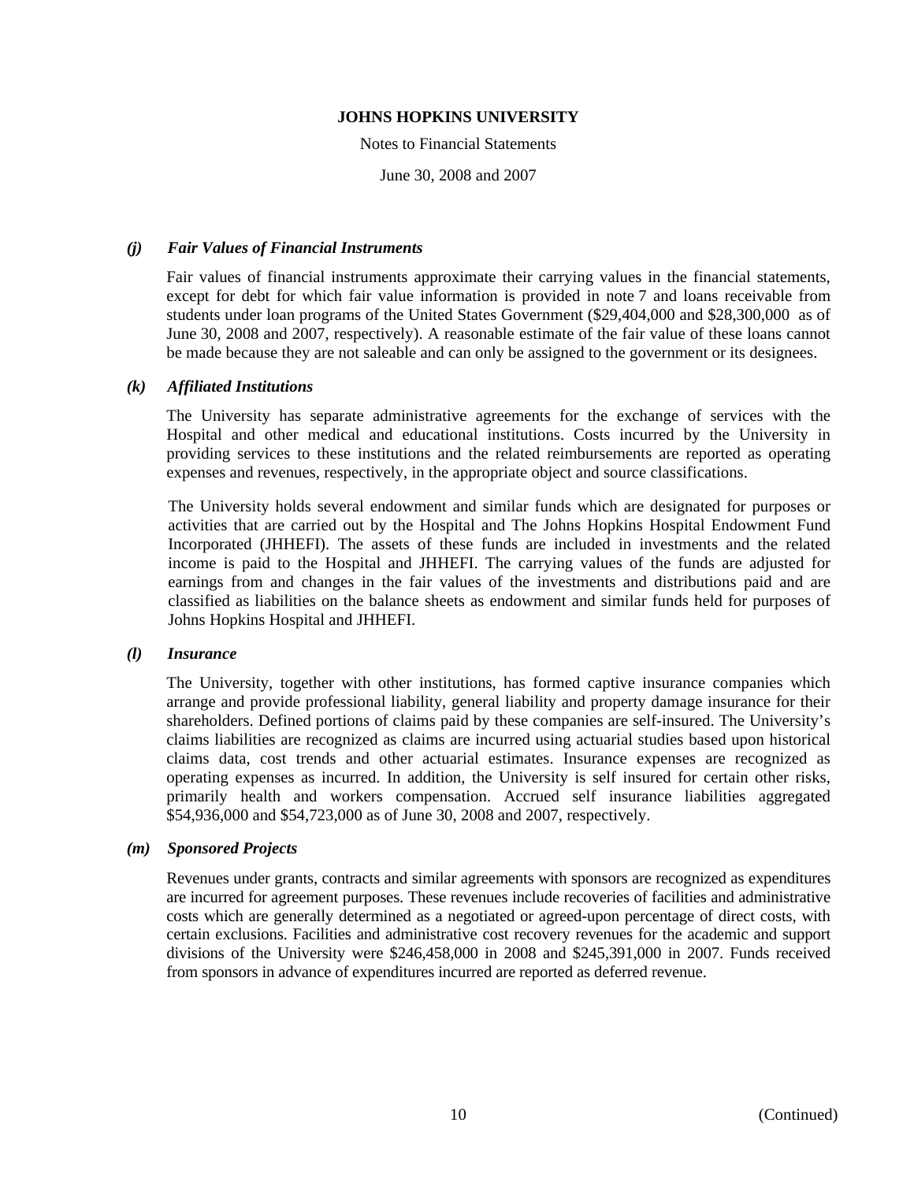### *(j) Fair Values of Financial Instruments*

Fair values of financial instruments approximate their carrying values in the financial statements, except for debt for which fair value information is provided in note 7 and loans receivable from students under loan programs of the United States Government ($29,404,000 and $28,300,000 as of June 30, 2008 and 2007, respectively). A reasonable estimate of the fair value of these loans cannot be made because they are not saleable and can only be assigned to the government or its designees.

### *(k) Affiliated Institutions*

The University has separate administrative agreements for the exchange of services with the Hospital and other medical and educational institutions. Costs incurred by the University in providing services to these institutions and the related reimbursements are reported as operating expenses and revenues, respectively, in the appropriate object and source classifications.

The University holds several endowment and similar funds which are designated for purposes or activities that are carried out by the Hospital and The Johns Hopkins Hospital Endowment Fund Incorporated (JHHEFI). The assets of these funds are included in investments and the related income is paid to the Hospital and JHHEFI. The carrying values of the funds are adjusted for earnings from and changes in the fair values of the investments and distributions paid and are classified as liabilities on the balance sheets as endowment and similar funds held for purposes of Johns Hopkins Hospital and JHHEFI.

### *(l) Insurance*

The University, together with other institutions, has formed captive insurance companies which arrange and provide professional liability, general liability and property damage insurance for their shareholders. Defined portions of claims paid by these companies are self-insured. The University's claims liabilities are recognized as claims are incurred using actuarial studies based upon historical claims data, cost trends and other actuarial estimates. Insurance expenses are recognized as operating expenses as incurred. In addition, the University is self insured for certain other risks, primarily health and workers compensation. Accrued self insurance liabilities aggregated $54,936,000 and $54,723,000 as of June 30, 2008 and 2007, respectively.

### *(m) Sponsored Projects*

Revenues under grants, contracts and similar agreements with sponsors are recognized as expenditures are incurred for agreement purposes. These revenues include recoveries of facilities and administrative costs which are generally determined as a negotiated or agreed-upon percentage of direct costs, with certain exclusions. Facilities and administrative cost recovery revenues for the academic and support divisions of the University were $246,458,000 in 2008 and $245,391,000 in 2007. Funds received from sponsors in advance of expenditures incurred are reported as deferred revenue.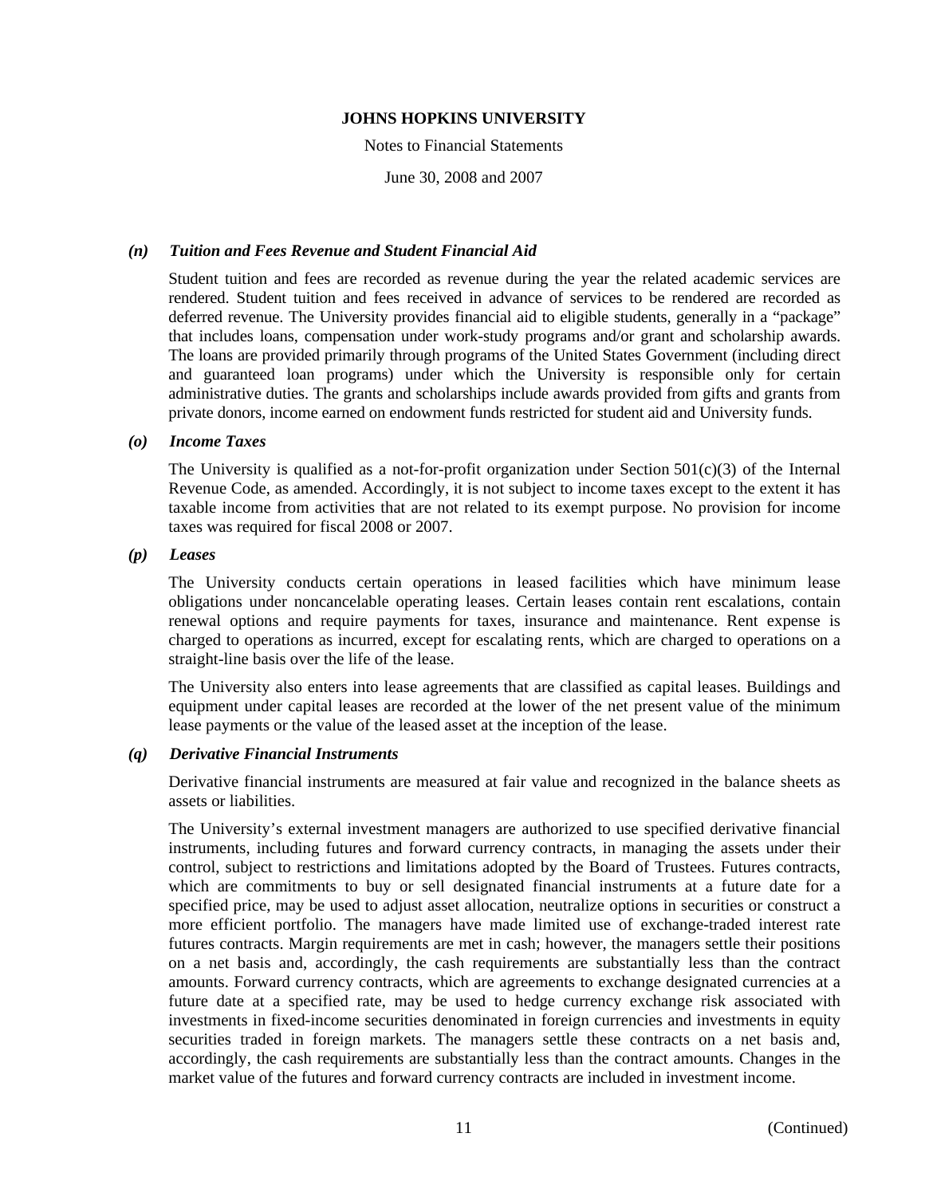### *(n) Tuition and Fees Revenue and Student Financial Aid*

Student tuition and fees are recorded as revenue during the year the related academic services are rendered. Student tuition and fees received in advance of services to be rendered are recorded as deferred revenue. The University provides financial aid to eligible students, generally in a "package" that includes loans, compensation under work-study programs and/or grant and scholarship awards. The loans are provided primarily through programs of the United States Government (including direct and guaranteed loan programs) under which the University is responsible only for certain administrative duties. The grants and scholarships include awards provided from gifts and grants from private donors, income earned on endowment funds restricted for student aid and University funds.

### *(o) Income Taxes*

The University is qualified as a not-for-profit organization under Section 501(c)(3) of the Internal Revenue Code, as amended. Accordingly, it is not subject to income taxes except to the extent it has taxable income from activities that are not related to its exempt purpose. No provision for income taxes was required for fiscal 2008 or 2007.

### *(p) Leases*

The University conducts certain operations in leased facilities which have minimum lease obligations under noncancelable operating leases. Certain leases contain rent escalations, contain renewal options and require payments for taxes, insurance and maintenance. Rent expense is charged to operations as incurred, except for escalating rents, which are charged to operations on a straight-line basis over the life of the lease.

The University also enters into lease agreements that are classified as capital leases. Buildings and equipment under capital leases are recorded at the lower of the net present value of the minimum lease payments or the value of the leased asset at the inception of the lease.

### *(q) Derivative Financial Instruments*

Derivative financial instruments are measured at fair value and recognized in the balance sheets as assets or liabilities.

The University's external investment managers are authorized to use specified derivative financial instruments, including futures and forward currency contracts, in managing the assets under their control, subject to restrictions and limitations adopted by the Board of Trustees. Futures contracts, which are commitments to buy or sell designated financial instruments at a future date for a specified price, may be used to adjust asset allocation, neutralize options in securities or construct a more efficient portfolio. The managers have made limited use of exchange-traded interest rate futures contracts. Margin requirements are met in cash; however, the managers settle their positions on a net basis and, accordingly, the cash requirements are substantially less than the contract amounts. Forward currency contracts, which are agreements to exchange designated currencies at a future date at a specified rate, may be used to hedge currency exchange risk associated with investments in fixed-income securities denominated in foreign currencies and investments in equity securities traded in foreign markets. The managers settle these contracts on a net basis and, accordingly, the cash requirements are substantially less than the contract amounts. Changes in the market value of the futures and forward currency contracts are included in investment income.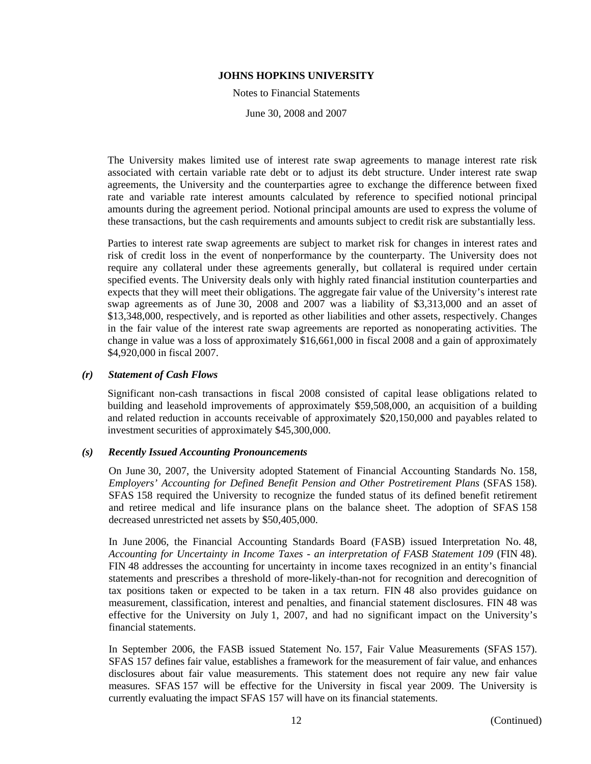The University makes limited use of interest rate swap agreements to manage interest rate risk associated with certain variable rate debt or to adjust its debt structure. Under interest rate swap agreements, the University and the counterparties agree to exchange the difference between fixed rate and variable rate interest amounts calculated by reference to specified notional principal amounts during the agreement period. Notional principal amounts are used to express the volume of these transactions, but the cash requirements and amounts subject to credit risk are substantially less.

Parties to interest rate swap agreements are subject to market risk for changes in interest rates and risk of credit loss in the event of nonperformance by the counterparty. The University does not require any collateral under these agreements generally, but collateral is required under certain specified events. The University deals only with highly rated financial institution counterparties and expects that they will meet their obligations. The aggregate fair value of the University's interest rate swap agreements as of June 30, 2008 and 2007 was a liability of $3,313,000 and an asset of $13,348,000, respectively, and is reported as other liabilities and other assets, respectively. Changes in the fair value of the interest rate swap agreements are reported as nonoperating activities. The change in value was a loss of approximately $16,661,000 in fiscal 2008 and a gain of approximately $4,920,000 in fiscal 2007.

### *(r) Statement of Cash Flows*

Significant non-cash transactions in fiscal 2008 consisted of capital lease obligations related to building and leasehold improvements of approximately $59,508,000, an acquisition of a building and related reduction in accounts receivable of approximately $20,150,000 and payables related to investment securities of approximately $45,300,000.

### *(s) Recently Issued Accounting Pronouncements*

On June 30, 2007, the University adopted Statement of Financial Accounting Standards No. 158, *Employers' Accounting for Defined Benefit Pension and Other Postretirement Plans* (SFAS 158). SFAS 158 required the University to recognize the funded status of its defined benefit retirement and retiree medical and life insurance plans on the balance sheet. The adoption of SFAS 158 decreased unrestricted net assets by $50,405,000.

In June 2006, the Financial Accounting Standards Board (FASB) issued Interpretation No. 48, *Accounting for Uncertainty in Income Taxes - an interpretation of FASB Statement 109* (FIN 48). FIN 48 addresses the accounting for uncertainty in income taxes recognized in an entity's financial statements and prescribes a threshold of more-likely-than-not for recognition and derecognition of tax positions taken or expected to be taken in a tax return. FIN 48 also provides guidance on measurement, classification, interest and penalties, and financial statement disclosures. FIN 48 was effective for the University on July 1, 2007, and had no significant impact on the University's financial statements.

In September 2006, the FASB issued Statement No. 157, Fair Value Measurements (SFAS 157). SFAS 157 defines fair value, establishes a framework for the measurement of fair value, and enhances disclosures about fair value measurements. This statement does not require any new fair value measures. SFAS 157 will be effective for the University in fiscal year 2009. The University is currently evaluating the impact SFAS 157 will have on its financial statements.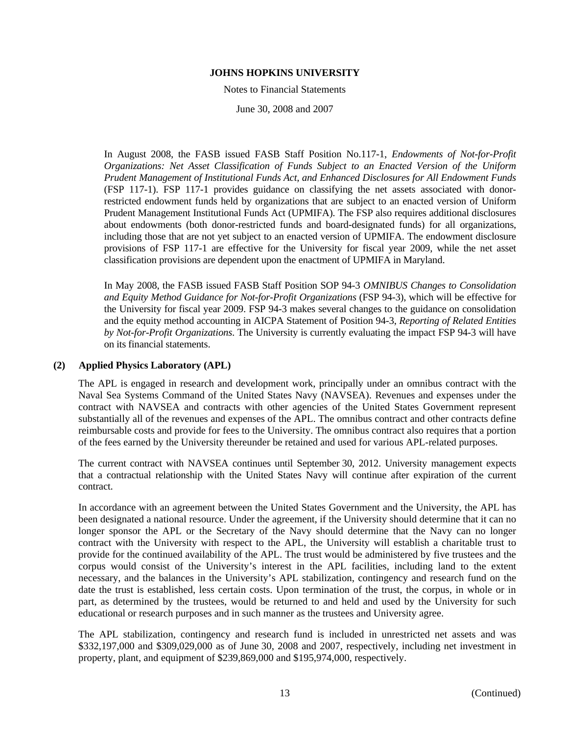In August 2008, the FASB issued FASB Staff Position No.117-1, *Endowments of Not-for-Profit Organizations: Net Asset Classification of Funds Subject to an Enacted Version of the Uniform Prudent Management of Institutional Funds Act, and Enhanced Disclosures for All Endowment Funds* (FSP 117-1). FSP 117-1 provides guidance on classifying the net assets associated with donor-restricted endowment funds held by organizations that are subject to an enacted version of Uniform Prudent Management Institutional Funds Act (UPMIFA). The FSP also requires additional disclosures about endowments (both donor-restricted funds and board-designated funds) for all organizations, including those that are not yet subject to an enacted version of UPMIFA. The endowment disclosure provisions of FSP 117-1 are effective for the University for fiscal year 2009, while the net asset classification provisions are dependent upon the enactment of UPMIFA in Maryland.

In May 2008, the FASB issued FASB Staff Position SOP 94-3 *OMNIBUS Changes to Consolidation and Equity Method Guidance for Not-for-Profit Organizations* (FSP 94-3), which will be effective for the University for fiscal year 2009. FSP 94-3 makes several changes to the guidance on consolidation and the equity method accounting in AICPA Statement of Position 94-3, *Reporting of Related Entities by Not-for-Profit Organizations*. The University is currently evaluating the impact FSP 94-3 will have on its financial statements.

## (2) Applied Physics Laboratory (APL)

The APL is engaged in research and development work, principally under an omnibus contract with the Naval Sea Systems Command of the United States Navy (NAVSEA). Revenues and expenses under the contract with NAVSEA and contracts with other agencies of the United States Government represent substantially all of the revenues and expenses of the APL. The omnibus contract and other contracts define reimbursable costs and provide for fees to the University. The omnibus contract also requires that a portion of the fees earned by the University thereunder be retained and used for various APL-related purposes.

The current contract with NAVSEA continues until September 30, 2012. University management expects that a contractual relationship with the United States Navy will continue after expiration of the current contract.

In accordance with an agreement between the United States Government and the University, the APL has been designated a national resource. Under the agreement, if the University should determine that it can no longer sponsor the APL or the Secretary of the Navy should determine that the Navy can no longer contract with the University with respect to the APL, the University will establish a charitable trust to provide for the continued availability of the APL. The trust would be administered by five trustees and the corpus would consist of the University's interest in the APL facilities, including land to the extent necessary, and the balances in the University's APL stabilization, contingency and research fund on the date the trust is established, less certain costs. Upon termination of the trust, the corpus, in whole or in part, as determined by the trustees, would be returned to and held and used by the University for such educational or research purposes and in such manner as the trustees and University agree.

The APL stabilization, contingency and research fund is included in unrestricted net assets and was $332,197,000 and $309,029,000 as of June 30, 2008 and 2007, respectively, including net investment in property, plant, and equipment of $239,869,000 and $195,974,000, respectively.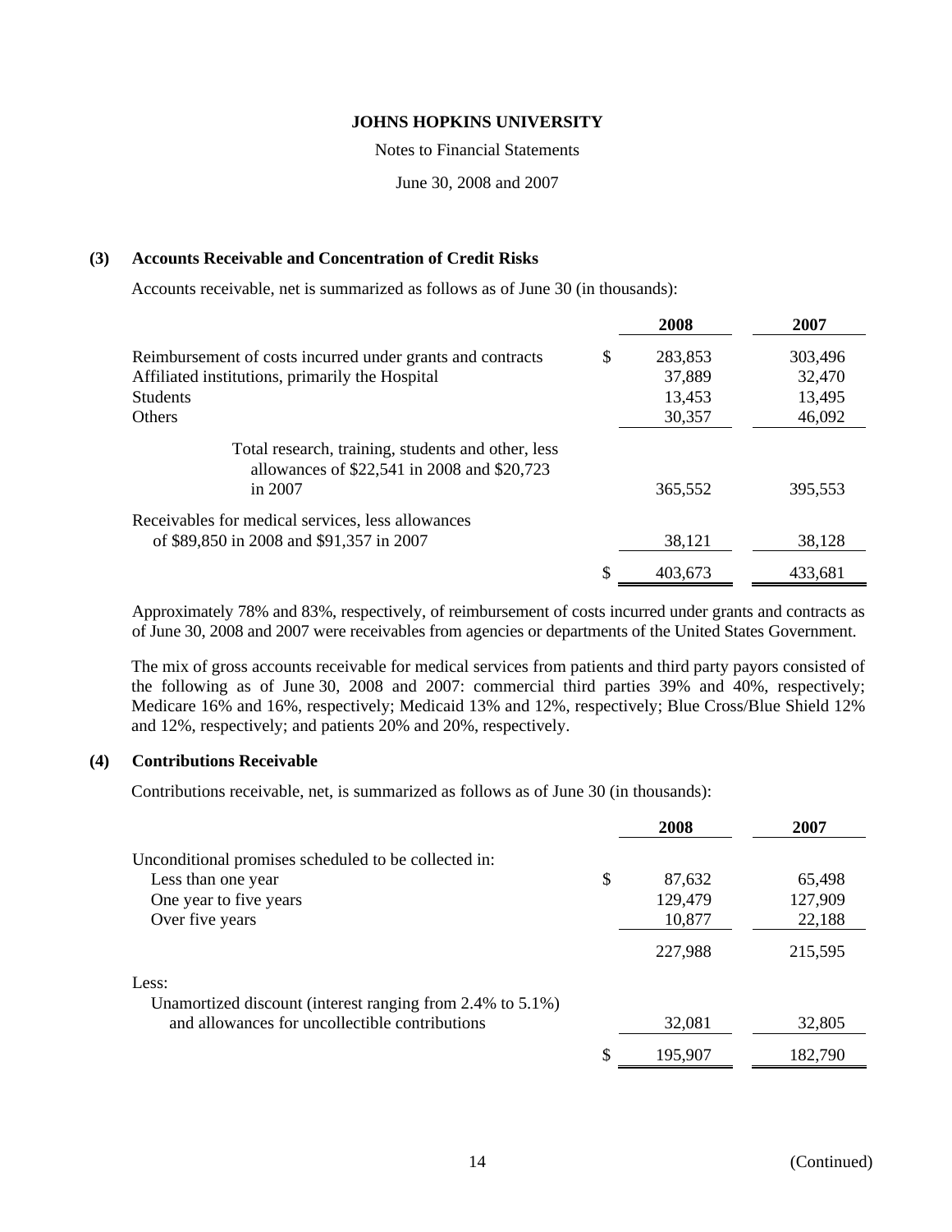# JOHNS HOPKINS UNIVERSITY

Notes to Financial Statements

June 30, 2008 and 2007

## (3) Accounts Receivable and Concentration of Credit Risks

Accounts receivable, net is summarized as follows as of June 30 (in thousands):

| | 2008 | 2007 |
|---|---|---|
| Reimbursement of costs incurred under grants and contracts | $ 283,853 | 303,496 |
| Affiliated institutions, primarily the Hospital | 37,889 | 32,470 |
| Students | 13,453 | 13,495 |
| Others | 30,357 | 46,092 |
| Total research, training, students and other, less allowances of $22,541 in 2008 and $20,723 in 2007 | 365,552 | 395,553 |
| Receivables for medical services, less allowances of $89,850 in 2008 and $91,357 in 2007 | 38,121 | 38,128 |
| | $ 403,673 | 433,681 |

Approximately 78% and 83%, respectively, of reimbursement of costs incurred under grants and contracts as of June 30, 2008 and 2007 were receivables from agencies or departments of the United States Government.

The mix of gross accounts receivable for medical services from patients and third party payors consisted of the following as of June 30, 2008 and 2007: commercial third parties 39% and 40%, respectively; Medicare 16% and 16%, respectively; Medicaid 13% and 12%, respectively; Blue Cross/Blue Shield 12% and 12%, respectively; and patients 20% and 20%, respectively.

## (4) Contributions Receivable

Contributions receivable, net, is summarized as follows as of June 30 (in thousands):

| | 2008 | 2007 |
|---|---|---|
| Unconditional promises scheduled to be collected in: | | |
| Less than one year | $ 87,632 | 65,498 |
| One year to five years | 129,479 | 127,909 |
| Over five years | 10,877 | 22,188 |
| | 227,988 | 215,595 |
| Less: | | |
| Unamortized discount (interest ranging from 2.4% to 5.1%) and allowances for uncollectible contributions | 32,081 | 32,805 |
| | $ 195,907 | 182,790 |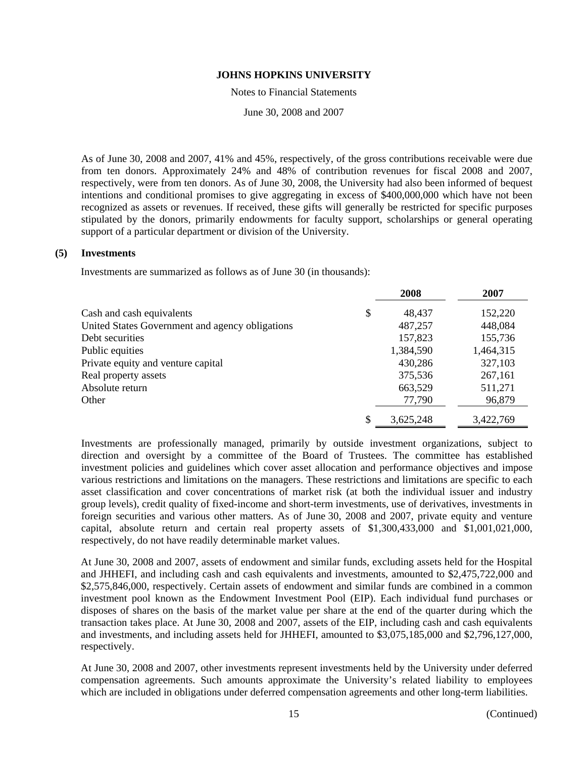As of June 30, 2008 and 2007, 41% and 45%, respectively, of the gross contributions receivable were due from ten donors. Approximately 24% and 48% of contribution revenues for fiscal 2008 and 2007, respectively, were from ten donors. As of June 30, 2008, the University had also been informed of bequest intentions and conditional promises to give aggregating in excess of \$400,000,000 which have not been recognized as assets or revenues. If received, these gifts will generally be restricted for specific purposes stipulated by the donors, primarily endowments for faculty support, scholarships or general operating support of a particular department or division of the University.

## (5) Investments

Investments are summarized as follows as of June 30 (in thousands):

| | 2008 | 2007 |
|---|---|---|
| Cash and cash equivalents | \$ 48,437 | 152,220 |
| United States Government and agency obligations | 487,257 | 448,084 |
| Debt securities | 157,823 | 155,736 |
| Public equities | 1,384,590 | 1,464,315 |
| Private equity and venture capital | 430,286 | 327,103 |
| Real property assets | 375,536 | 267,161 |
| Absolute return | 663,529 | 511,271 |
| Other | 77,790 | 96,879 |
| | \$ 3,625,248 | 3,422,769 |

Investments are professionally managed, primarily by outside investment organizations, subject to direction and oversight by a committee of the Board of Trustees. The committee has established investment policies and guidelines which cover asset allocation and performance objectives and impose various restrictions and limitations on the managers. These restrictions and limitations are specific to each asset classification and cover concentrations of market risk (at both the individual issuer and industry group levels), credit quality of fixed-income and short-term investments, use of derivatives, investments in foreign securities and various other matters. As of June 30, 2008 and 2007, private equity and venture capital, absolute return and certain real property assets of \$1,300,433,000 and \$1,001,021,000, respectively, do not have readily determinable market values.

At June 30, 2008 and 2007, assets of endowment and similar funds, excluding assets held for the Hospital and JHHEFI, and including cash and cash equivalents and investments, amounted to \$2,475,722,000 and \$2,575,846,000, respectively. Certain assets of endowment and similar funds are combined in a common investment pool known as the Endowment Investment Pool (EIP). Each individual fund purchases or disposes of shares on the basis of the market value per share at the end of the quarter during which the transaction takes place. At June 30, 2008 and 2007, assets of the EIP, including cash and cash equivalents and investments, and including assets held for JHHEFI, amounted to \$3,075,185,000 and \$2,796,127,000, respectively.

At June 30, 2008 and 2007, other investments represent investments held by the University under deferred compensation agreements. Such amounts approximate the University's related liability to employees which are included in obligations under deferred compensation agreements and other long-term liabilities.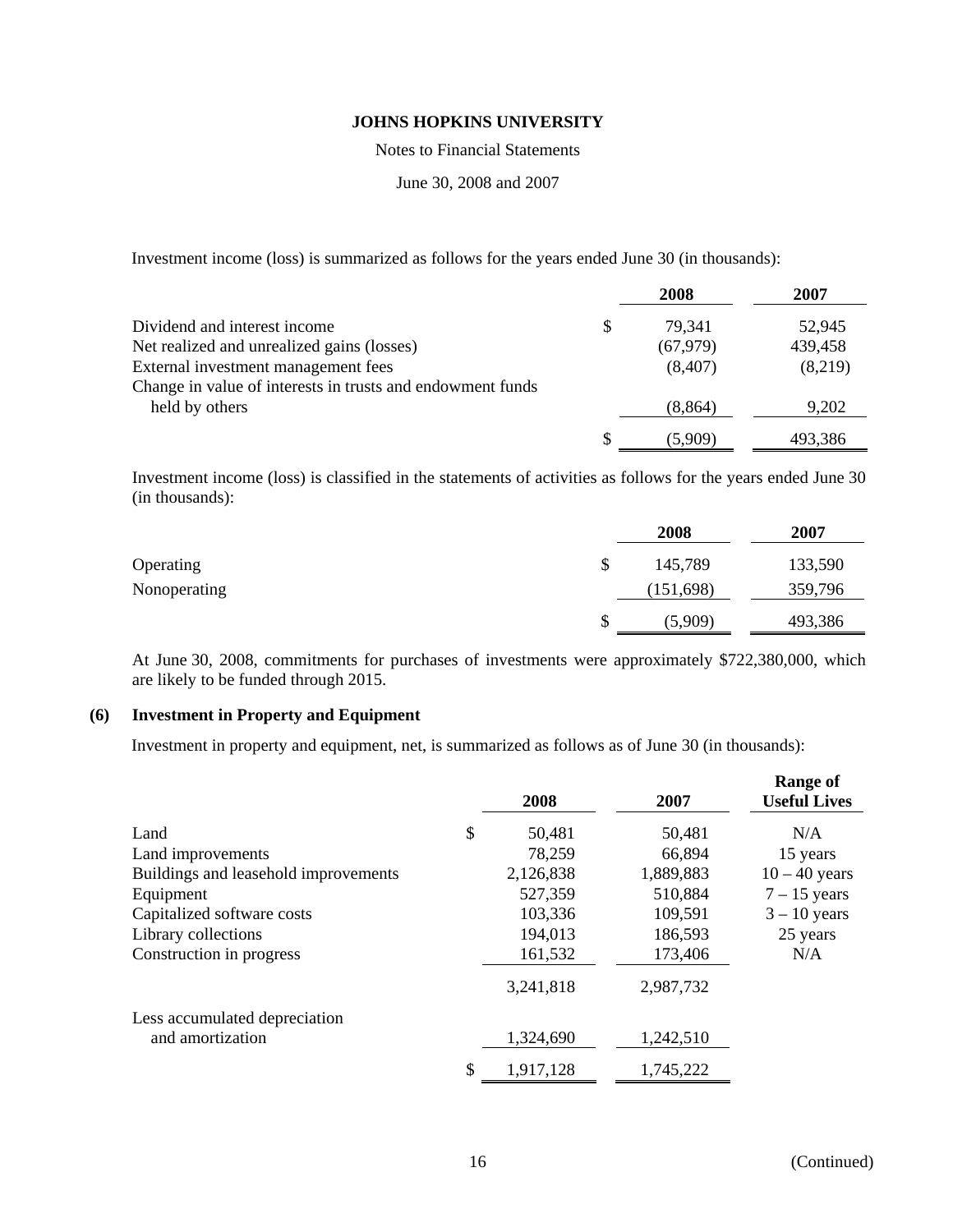Investment income (loss) is summarized as follows for the years ended June 30 (in thousands):

| | 2008 | 2007 |
|---|---|---|
| Dividend and interest income | $ 79,341 | 52,945 |
| Net realized and unrealized gains (losses) | (67,979) | 439,458 |
| External investment management fees | (8,407) | (8,219) |
| Change in value of interests in trusts and endowment funds held by others | (8,864) | 9,202 |
| | $ (5,909) | 493,386 |

Investment income (loss) is classified in the statements of activities as follows for the years ended June 30 (in thousands):

| | 2008 | 2007 |
|---|---|---|
| Operating | $ 145,789 | 133,590 |
| Nonoperating | (151,698) | 359,796 |
| | $ (5,909) | 493,386 |

At June 30, 2008, commitments for purchases of investments were approximately $722,380,000, which are likely to be funded through 2015.

## (6) Investment in Property and Equipment

Investment in property and equipment, net, is summarized as follows as of June 30 (in thousands):

| | 2008 | 2007 | Range of Useful Lives |
|---|---|---|---|
| Land | $ 50,481 | 50,481 | N/A |
| Land improvements | 78,259 | 66,894 | 15 years |
| Buildings and leasehold improvements | 2,126,838 | 1,889,883 | 10 – 40 years |
| Equipment | 527,359 | 510,884 | 7 – 15 years |
| Capitalized software costs | 103,336 | 109,591 | 3 – 10 years |
| Library collections | 194,013 | 186,593 | 25 years |
| Construction in progress | 161,532 | 173,406 | N/A |
| | 3,241,818 | 2,987,732 | |
| Less accumulated depreciation and amortization | 1,324,690 | 1,242,510 | |
| | $ 1,917,128 | 1,745,222 | |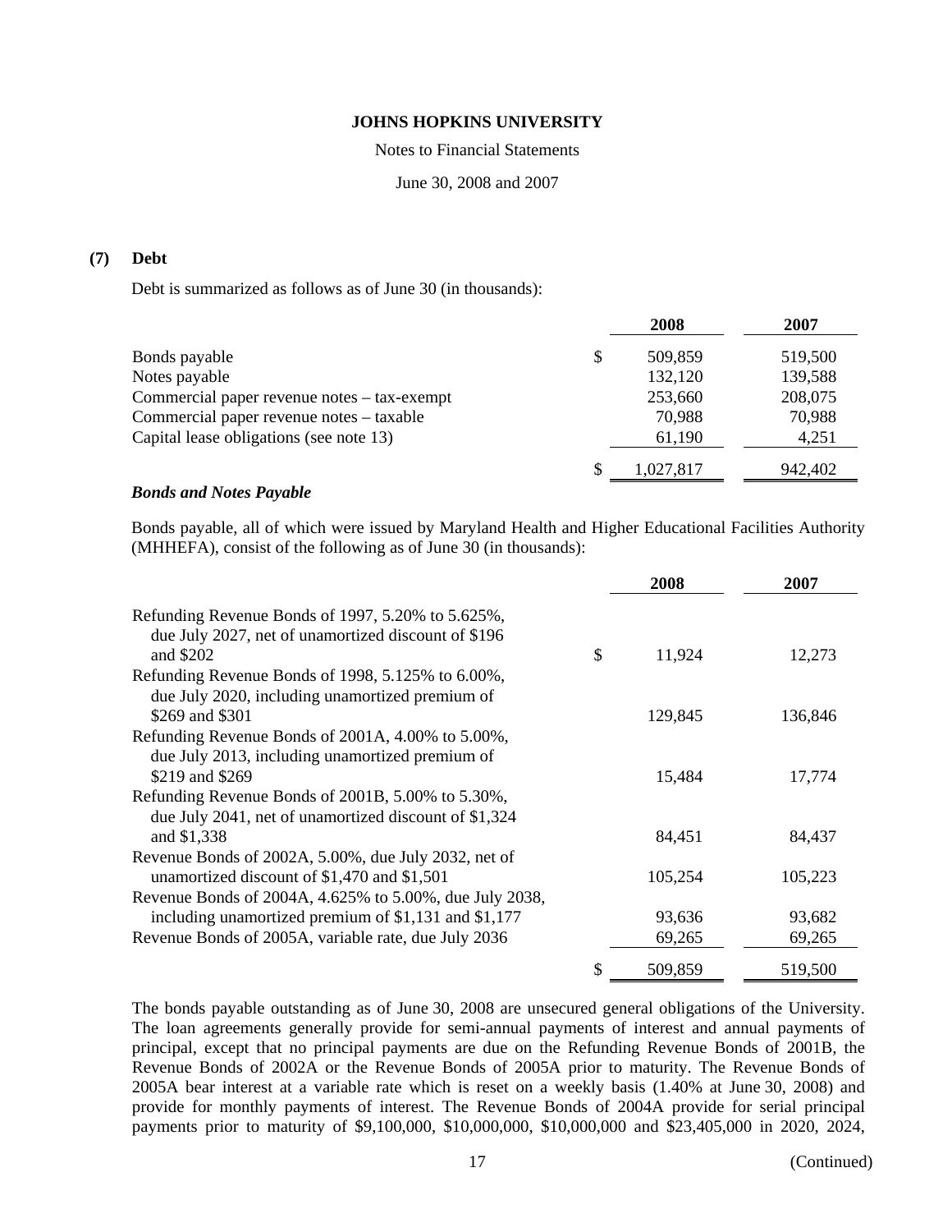## (7) Debt

Debt is summarized as follows as of June 30 (in thousands):

| | 2008 | 2007 |
|---|---|---|
| Bonds payable | $ 509,859 | 519,500 |
| Notes payable | 132,120 | 139,588 |
| Commercial paper revenue notes – tax-exempt | 253,660 | 208,075 |
| Commercial paper revenue notes – taxable | 70,988 | 70,988 |
| Capital lease obligations (see note 13) | 61,190 | 4,251 |
| | $ 1,027,817 | 942,402 |

***Bonds and Notes Payable***

Bonds payable, all of which were issued by Maryland Health and Higher Educational Facilities Authority (MHHEFA), consist of the following as of June 30 (in thousands):

| | 2008 | 2007 |
|---|---|---|
| Refunding Revenue Bonds of 1997, 5.20% to 5.625%, due July 2027, net of unamortized discount of $196 and $202 | $ 11,924 | 12,273 |
| Refunding Revenue Bonds of 1998, 5.125% to 6.00%, due July 2020, including unamortized premium of $269 and $301 | 129,845 | 136,846 |
| Refunding Revenue Bonds of 2001A, 4.00% to 5.00%, due July 2013, including unamortized premium of $219 and $269 | 15,484 | 17,774 |
| Refunding Revenue Bonds of 2001B, 5.00% to 5.30%, due July 2041, net of unamortized discount of $1,324 and $1,338 | 84,451 | 84,437 |
| Revenue Bonds of 2002A, 5.00%, due July 2032, net of unamortized discount of $1,470 and $1,501 | 105,254 | 105,223 |
| Revenue Bonds of 2004A, 4.625% to 5.00%, due July 2038, including unamortized premium of $1,131 and $1,177 | 93,636 | 93,682 |
| Revenue Bonds of 2005A, variable rate, due July 2036 | 69,265 | 69,265 |
| | $ 509,859 | 519,500 |

The bonds payable outstanding as of June 30, 2008 are unsecured general obligations of the University. The loan agreements generally provide for semi-annual payments of interest and annual payments of principal, except that no principal payments are due on the Refunding Revenue Bonds of 2001B, the Revenue Bonds of 2002A or the Revenue Bonds of 2005A prior to maturity. The Revenue Bonds of 2005A bear interest at a variable rate which is reset on a weekly basis (1.40% at June 30, 2008) and provide for monthly payments of interest. The Revenue Bonds of 2004A provide for serial principal payments prior to maturity of $9,100,000, $10,000,000, $10,000,000 and $23,405,000 in 2020, 2024,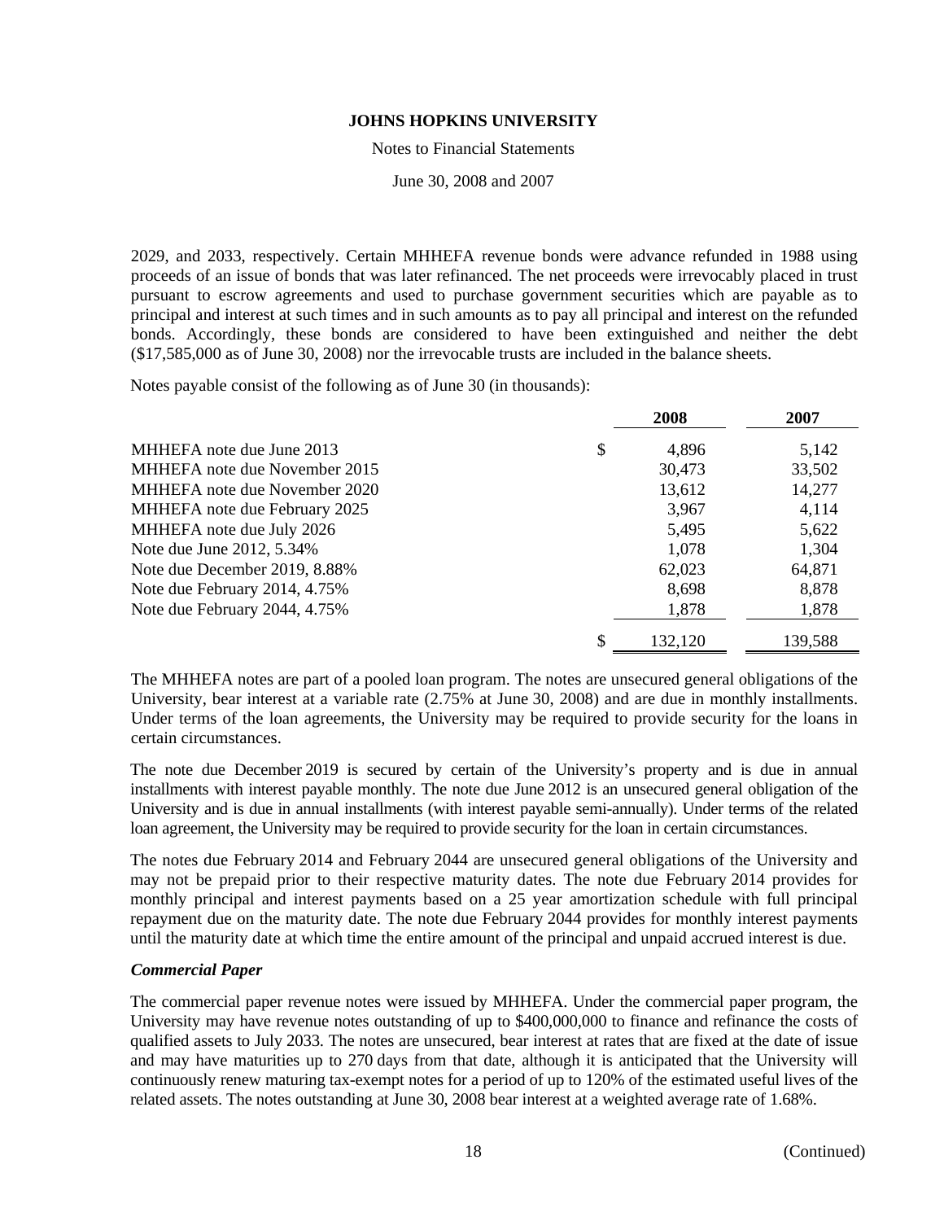2029, and 2033, respectively. Certain MHHEFA revenue bonds were advance refunded in 1988 using proceeds of an issue of bonds that was later refinanced. The net proceeds were irrevocably placed in trust pursuant to escrow agreements and used to purchase government securities which are payable as to principal and interest at such times and in such amounts as to pay all principal and interest on the refunded bonds. Accordingly, these bonds are considered to have been extinguished and neither the debt ($17,585,000 as of June 30, 2008) nor the irrevocable trusts are included in the balance sheets.

Notes payable consist of the following as of June 30 (in thousands):

| | 2008 | 2007 |
|---|---|---|
| MHHEFA note due June 2013 | $ 4,896 | 5,142 |
| MHHEFA note due November 2015 | 30,473 | 33,502 |
| MHHEFA note due November 2020 | 13,612 | 14,277 |
| MHHEFA note due February 2025 | 3,967 | 4,114 |
| MHHEFA note due July 2026 | 5,495 | 5,622 |
| Note due June 2012, 5.34% | 1,078 | 1,304 |
| Note due December 2019, 8.88% | 62,023 | 64,871 |
| Note due February 2014, 4.75% | 8,698 | 8,878 |
| Note due February 2044, 4.75% | 1,878 | 1,878 |
| | $ 132,120 | 139,588 |

The MHHEFA notes are part of a pooled loan program. The notes are unsecured general obligations of the University, bear interest at a variable rate (2.75% at June 30, 2008) and are due in monthly installments. Under terms of the loan agreements, the University may be required to provide security for the loans in certain circumstances.

The note due December 2019 is secured by certain of the University's property and is due in annual installments with interest payable monthly. The note due June 2012 is an unsecured general obligation of the University and is due in annual installments (with interest payable semi-annually). Under terms of the related loan agreement, the University may be required to provide security for the loan in certain circumstances.

The notes due February 2014 and February 2044 are unsecured general obligations of the University and may not be prepaid prior to their respective maturity dates. The note due February 2014 provides for monthly principal and interest payments based on a 25 year amortization schedule with full principal repayment due on the maturity date. The note due February 2044 provides for monthly interest payments until the maturity date at which time the entire amount of the principal and unpaid accrued interest is due.

***Commercial Paper***

The commercial paper revenue notes were issued by MHHEFA. Under the commercial paper program, the University may have revenue notes outstanding of up to $400,000,000 to finance and refinance the costs of qualified assets to July 2033. The notes are unsecured, bear interest at rates that are fixed at the date of issue and may have maturities up to 270 days from that date, although it is anticipated that the University will continuously renew maturing tax-exempt notes for a period of up to 120% of the estimated useful lives of the related assets. The notes outstanding at June 30, 2008 bear interest at a weighted average rate of 1.68%.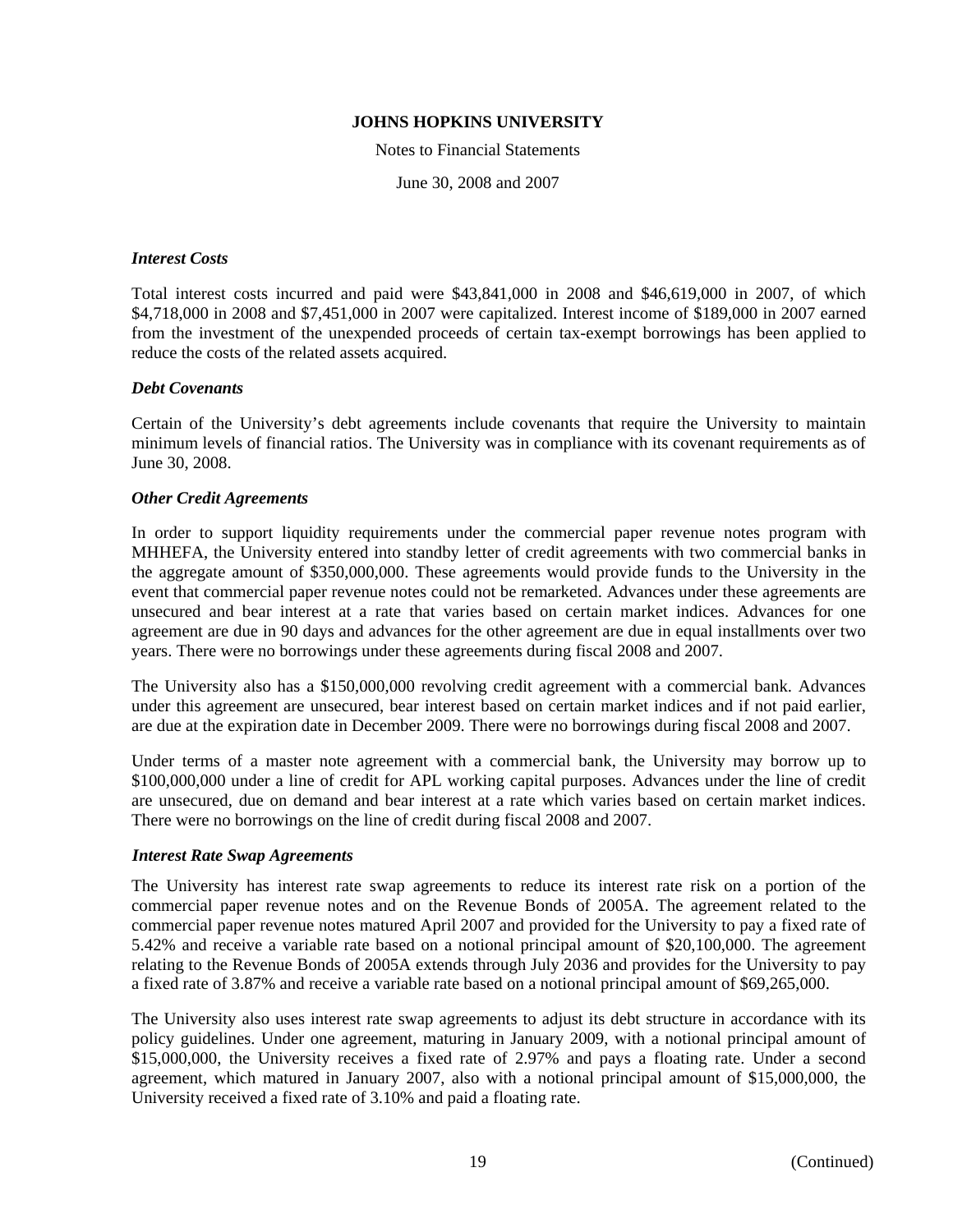# JOHNS HOPKINS UNIVERSITY

Notes to Financial Statements

June 30, 2008 and 2007

### *Interest Costs*

Total interest costs incurred and paid were $43,841,000 in 2008 and $46,619,000 in 2007, of which $4,718,000 in 2008 and $7,451,000 in 2007 were capitalized. Interest income of $189,000 in 2007 earned from the investment of the unexpended proceeds of certain tax-exempt borrowings has been applied to reduce the costs of the related assets acquired.

### *Debt Covenants*

Certain of the University's debt agreements include covenants that require the University to maintain minimum levels of financial ratios. The University was in compliance with its covenant requirements as of June 30, 2008.

### *Other Credit Agreements*

In order to support liquidity requirements under the commercial paper revenue notes program with MHHEFA, the University entered into standby letter of credit agreements with two commercial banks in the aggregate amount of $350,000,000. These agreements would provide funds to the University in the event that commercial paper revenue notes could not be remarketed. Advances under these agreements are unsecured and bear interest at a rate that varies based on certain market indices. Advances for one agreement are due in 90 days and advances for the other agreement are due in equal installments over two years. There were no borrowings under these agreements during fiscal 2008 and 2007.

The University also has a $150,000,000 revolving credit agreement with a commercial bank. Advances under this agreement are unsecured, bear interest based on certain market indices and if not paid earlier, are due at the expiration date in December 2009. There were no borrowings during fiscal 2008 and 2007.

Under terms of a master note agreement with a commercial bank, the University may borrow up to $100,000,000 under a line of credit for APL working capital purposes. Advances under the line of credit are unsecured, due on demand and bear interest at a rate which varies based on certain market indices. There were no borrowings on the line of credit during fiscal 2008 and 2007.

### *Interest Rate Swap Agreements*

The University has interest rate swap agreements to reduce its interest rate risk on a portion of the commercial paper revenue notes and on the Revenue Bonds of 2005A. The agreement related to the commercial paper revenue notes matured April 2007 and provided for the University to pay a fixed rate of 5.42% and receive a variable rate based on a notional principal amount of $20,100,000. The agreement relating to the Revenue Bonds of 2005A extends through July 2036 and provides for the University to pay a fixed rate of 3.87% and receive a variable rate based on a notional principal amount of $69,265,000.

The University also uses interest rate swap agreements to adjust its debt structure in accordance with its policy guidelines. Under one agreement, maturing in January 2009, with a notional principal amount of $15,000,000, the University receives a fixed rate of 2.97% and pays a floating rate. Under a second agreement, which matured in January 2007, also with a notional principal amount of $15,000,000, the University received a fixed rate of 3.10% and paid a floating rate.

(Continued)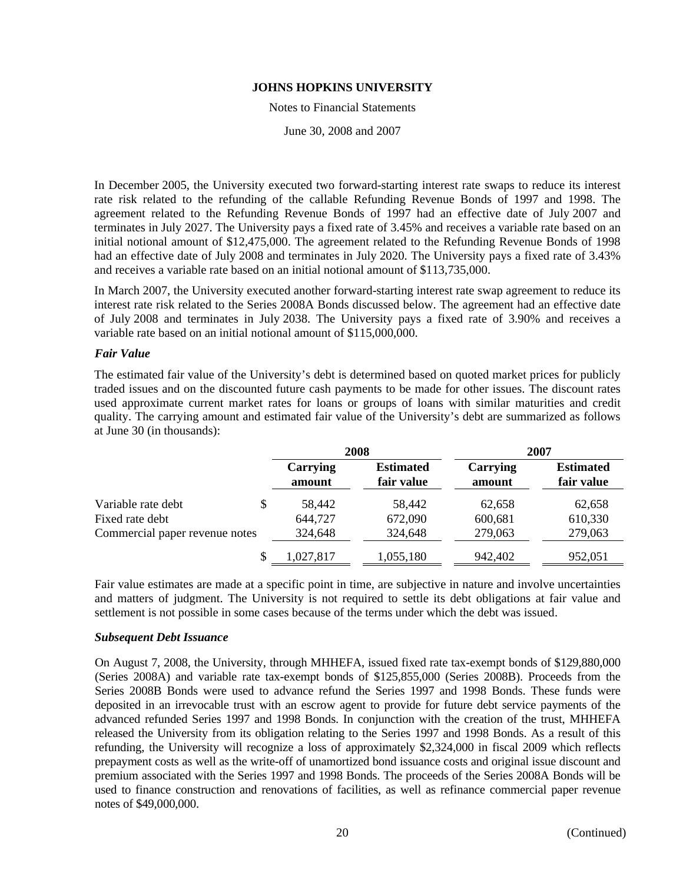In December 2005, the University executed two forward-starting interest rate swaps to reduce its interest rate risk related to the refunding of the callable Refunding Revenue Bonds of 1997 and 1998. The agreement related to the Refunding Revenue Bonds of 1997 had an effective date of July 2007 and terminates in July 2027. The University pays a fixed rate of 3.45% and receives a variable rate based on an initial notional amount of $12,475,000. The agreement related to the Refunding Revenue Bonds of 1998 had an effective date of July 2008 and terminates in July 2020. The University pays a fixed rate of 3.43% and receives a variable rate based on an initial notional amount of $113,735,000.

In March 2007, the University executed another forward-starting interest rate swap agreement to reduce its interest rate risk related to the Series 2008A Bonds discussed below. The agreement had an effective date of July 2008 and terminates in July 2038. The University pays a fixed rate of 3.90% and receives a variable rate based on an initial notional amount of $115,000,000.

### *Fair Value*

The estimated fair value of the University's debt is determined based on quoted market prices for publicly traded issues and on the discounted future cash payments to be made for other issues. The discount rates used approximate current market rates for loans or groups of loans with similar maturities and credit quality. The carrying amount and estimated fair value of the University's debt are summarized as follows at June 30 (in thousands):

| | 2008 | | 2007 | |
|---|---|---|---|---|
| | **Carrying amount** | **Estimated fair value** | **Carrying amount** | **Estimated fair value** |
| Variable rate debt | $ 58,442 | 58,442 | 62,658 | 62,658 |
| Fixed rate debt | 644,727 | 672,090 | 600,681 | 610,330 |
| Commercial paper revenue notes | 324,648 | 324,648 | 279,063 | 279,063 |
| | $ 1,027,817 | 1,055,180 | 942,402 | 952,051 |

Fair value estimates are made at a specific point in time, are subjective in nature and involve uncertainties and matters of judgment. The University is not required to settle its debt obligations at fair value and settlement is not possible in some cases because of the terms under which the debt was issued.

### *Subsequent Debt Issuance*

On August 7, 2008, the University, through MHHEFA, issued fixed rate tax-exempt bonds of $129,880,000 (Series 2008A) and variable rate tax-exempt bonds of $125,855,000 (Series 2008B). Proceeds from the Series 2008B Bonds were used to advance refund the Series 1997 and 1998 Bonds. These funds were deposited in an irrevocable trust with an escrow agent to provide for future debt service payments of the advanced refunded Series 1997 and 1998 Bonds. In conjunction with the creation of the trust, MHHEFA released the University from its obligation relating to the Series 1997 and 1998 Bonds. As a result of this refunding, the University will recognize a loss of approximately $2,324,000 in fiscal 2009 which reflects prepayment costs as well as the write-off of unamortized bond issuance costs and original issue discount and premium associated with the Series 1997 and 1998 Bonds. The proceeds of the Series 2008A Bonds will be used to finance construction and renovations of facilities, as well as refinance commercial paper revenue notes of $49,000,000.

(Continued)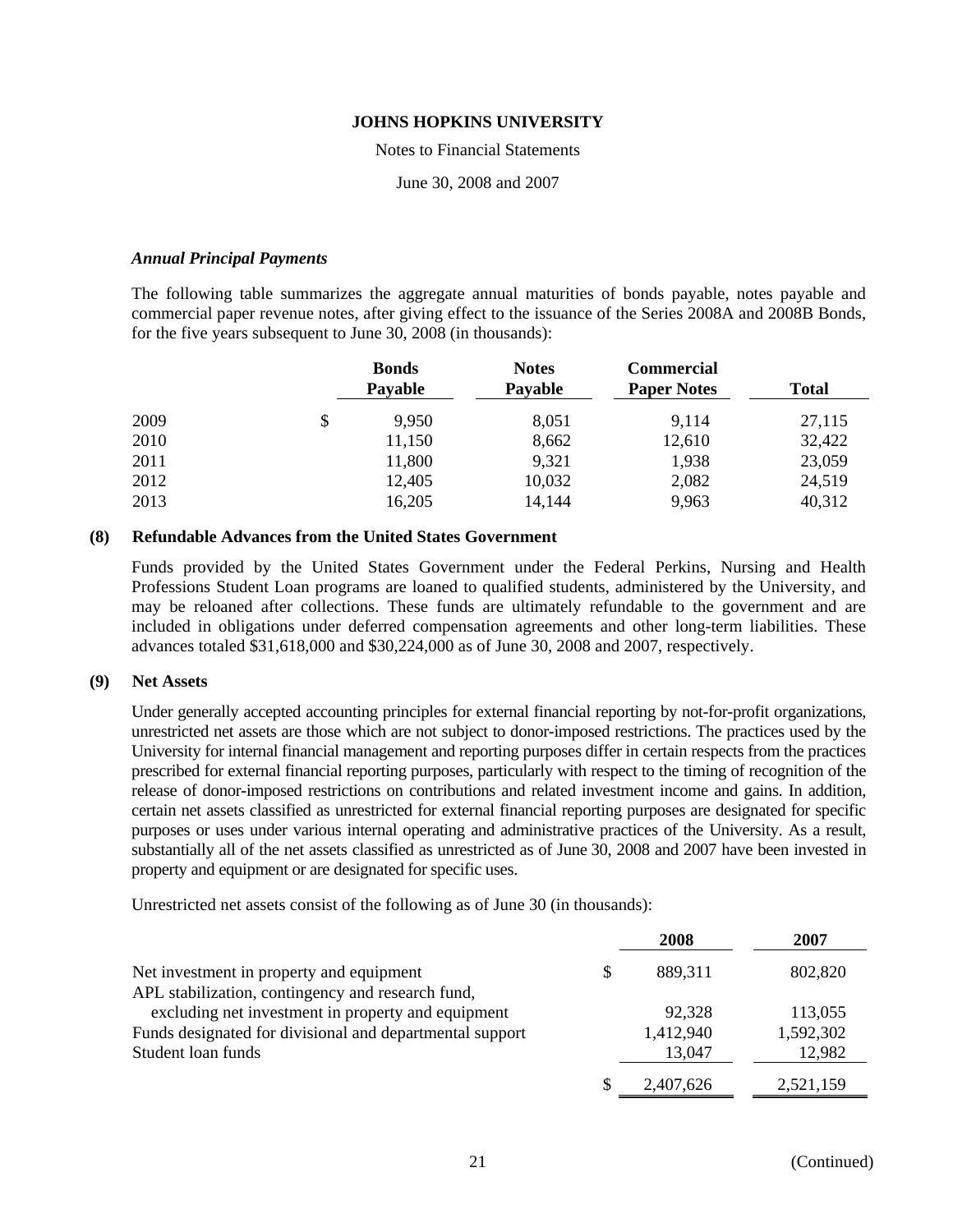### *Annual Principal Payments*

The following table summarizes the aggregate annual maturities of bonds payable, notes payable and commercial paper revenue notes, after giving effect to the issuance of the Series 2008A and 2008B Bonds, for the five years subsequent to June 30, 2008 (in thousands):

| | Bonds Payable | Notes Payable | Commercial Paper Notes | Total |
|---|---|---|---|---|
| 2009 | $ 9,950 | 8,051 | 9,114 | 27,115 |
| 2010 | 11,150 | 8,662 | 12,610 | 32,422 |
| 2011 | 11,800 | 9,321 | 1,938 | 23,059 |
| 2012 | 12,405 | 10,032 | 2,082 | 24,519 |
| 2013 | 16,205 | 14,144 | 9,963 | 40,312 |

## (8) Refundable Advances from the United States Government

Funds provided by the United States Government under the Federal Perkins, Nursing and Health Professions Student Loan programs are loaned to qualified students, administered by the University, and may be reloaned after collections. These funds are ultimately refundable to the government and are included in obligations under deferred compensation agreements and other long-term liabilities. These advances totaled $31,618,000 and $30,224,000 as of June 30, 2008 and 2007, respectively.

## (9) Net Assets

Under generally accepted accounting principles for external financial reporting by not-for-profit organizations, unrestricted net assets are those which are not subject to donor-imposed restrictions. The practices used by the University for internal financial management and reporting purposes differ in certain respects from the practices prescribed for external financial reporting purposes, particularly with respect to the timing of recognition of the release of donor-imposed restrictions on contributions and related investment income and gains. In addition, certain net assets classified as unrestricted for external financial reporting purposes are designated for specific purposes or uses under various internal operating and administrative practices of the University. As a result, substantially all of the net assets classified as unrestricted as of June 30, 2008 and 2007 have been invested in property and equipment or are designated for specific uses.

Unrestricted net assets consist of the following as of June 30 (in thousands):

| | 2008 | 2007 |
|---|---|---|
| Net investment in property and equipment | $ 889,311 | 802,820 |
| APL stabilization, contingency and research fund, excluding net investment in property and equipment | 92,328 | 113,055 |
| Funds designated for divisional and departmental support | 1,412,940 | 1,592,302 |
| Student loan funds | 13,047 | 12,982 |
| | $ 2,407,626 | 2,521,159 |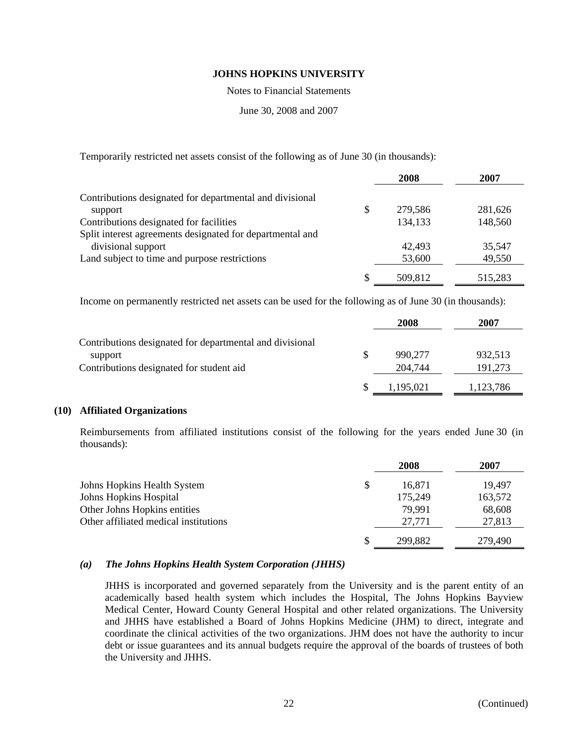Temporarily restricted net assets consist of the following as of June 30 (in thousands):

| | 2008 | 2007 |
|---|---|---|
| Contributions designated for departmental and divisional support | $ 279,586 | 281,626 |
| Contributions designated for facilities | 134,133 | 148,560 |
| Split interest agreements designated for departmental and divisional support | 42,493 | 35,547 |
| Land subject to time and purpose restrictions | 53,600 | 49,550 |
| | $ 509,812 | 515,283 |

Income on permanently restricted net assets can be used for the following as of June 30 (in thousands):

| | 2008 | 2007 |
|---|---|---|
| Contributions designated for departmental and divisional support | $ 990,277 | 932,513 |
| Contributions designated for student aid | 204,744 | 191,273 |
| | $ 1,195,021 | 1,123,786 |

## (10) Affiliated Organizations

Reimbursements from affiliated institutions consist of the following for the years ended June 30 (in thousands):

| | 2008 | 2007 |
|---|---|---|
| Johns Hopkins Health System | $ 16,871 | 19,497 |
| Johns Hopkins Hospital | 175,249 | 163,572 |
| Other Johns Hopkins entities | 79,991 | 68,608 |
| Other affiliated medical institutions | 27,771 | 27,813 |
| | $ 299,882 | 279,490 |

### *(a) The Johns Hopkins Health System Corporation (JHHS)*

JHHS is incorporated and governed separately from the University and is the parent entity of an academically based health system which includes the Hospital, The Johns Hopkins Bayview Medical Center, Howard County General Hospital and other related organizations. The University and JHHS have established a Board of Johns Hopkins Medicine (JHM) to direct, integrate and coordinate the clinical activities of the two organizations. JHM does not have the authority to incur debt or issue guarantees and its annual budgets require the approval of the boards of trustees of both the University and JHHS.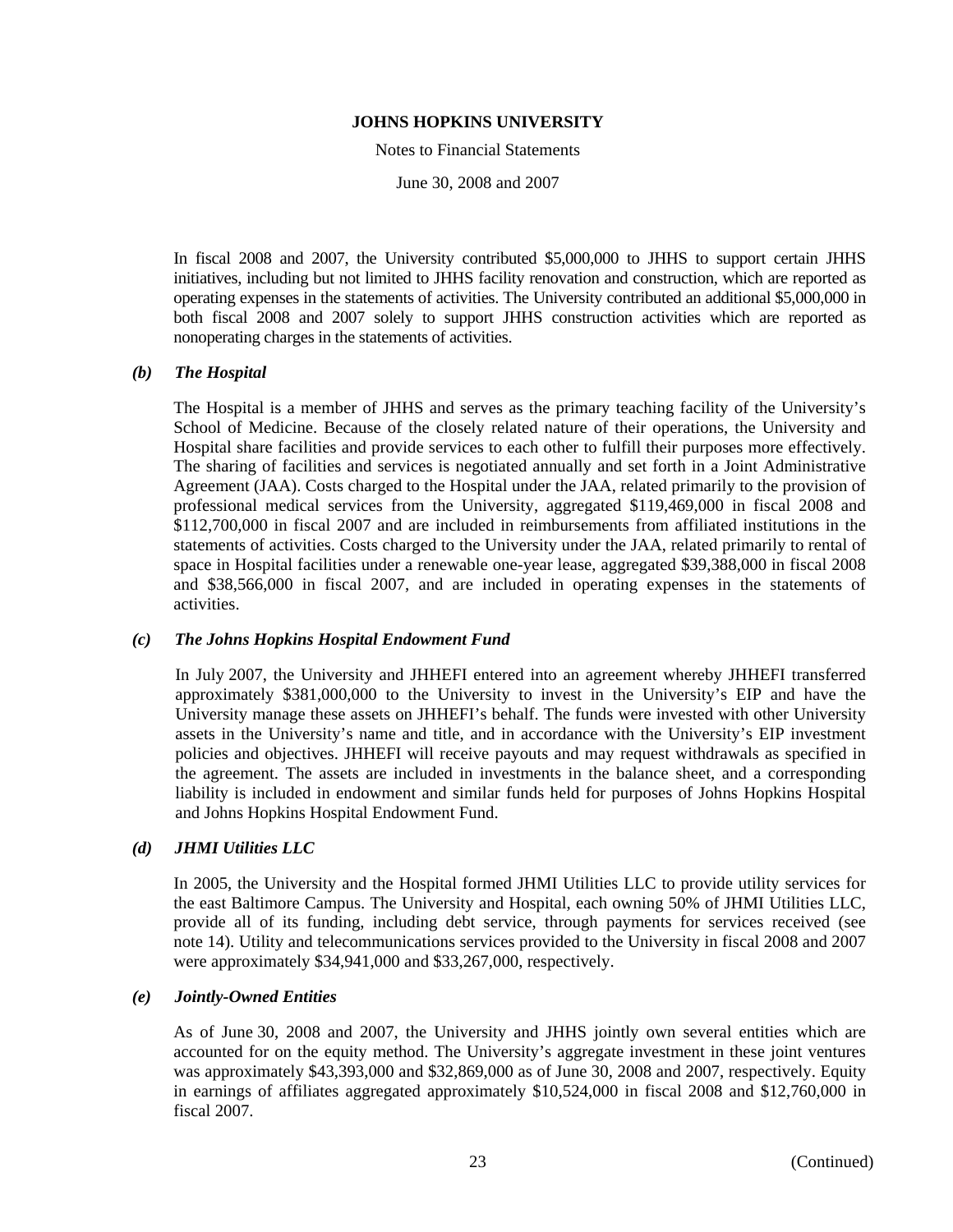In fiscal 2008 and 2007, the University contributed $5,000,000 to JHHS to support certain JHHS initiatives, including but not limited to JHHS facility renovation and construction, which are reported as operating expenses in the statements of activities. The University contributed an additional $5,000,000 in both fiscal 2008 and 2007 solely to support JHHS construction activities which are reported as nonoperating charges in the statements of activities.

### *(b) The Hospital*

The Hospital is a member of JHHS and serves as the primary teaching facility of the University's School of Medicine. Because of the closely related nature of their operations, the University and Hospital share facilities and provide services to each other to fulfill their purposes more effectively. The sharing of facilities and services is negotiated annually and set forth in a Joint Administrative Agreement (JAA). Costs charged to the Hospital under the JAA, related primarily to the provision of professional medical services from the University, aggregated $119,469,000 in fiscal 2008 and $112,700,000 in fiscal 2007 and are included in reimbursements from affiliated institutions in the statements of activities. Costs charged to the University under the JAA, related primarily to rental of space in Hospital facilities under a renewable one-year lease, aggregated $39,388,000 in fiscal 2008 and $38,566,000 in fiscal 2007, and are included in operating expenses in the statements of activities.

### *(c) The Johns Hopkins Hospital Endowment Fund*

In July 2007, the University and JHHEFI entered into an agreement whereby JHHEFI transferred approximately $381,000,000 to the University to invest in the University's EIP and have the University manage these assets on JHHEFI's behalf. The funds were invested with other University assets in the University's name and title, and in accordance with the University's EIP investment policies and objectives. JHHEFI will receive payouts and may request withdrawals as specified in the agreement. The assets are included in investments in the balance sheet, and a corresponding liability is included in endowment and similar funds held for purposes of Johns Hopkins Hospital and Johns Hopkins Hospital Endowment Fund.

### *(d) JHMI Utilities LLC*

In 2005, the University and the Hospital formed JHMI Utilities LLC to provide utility services for the east Baltimore Campus. The University and Hospital, each owning 50% of JHMI Utilities LLC, provide all of its funding, including debt service, through payments for services received (see note 14). Utility and telecommunications services provided to the University in fiscal 2008 and 2007 were approximately $34,941,000 and $33,267,000, respectively.

### *(e) Jointly-Owned Entities*

As of June 30, 2008 and 2007, the University and JHHS jointly own several entities which are accounted for on the equity method. The University's aggregate investment in these joint ventures was approximately $43,393,000 and $32,869,000 as of June 30, 2008 and 2007, respectively. Equity in earnings of affiliates aggregated approximately $10,524,000 in fiscal 2008 and $12,760,000 in fiscal 2007.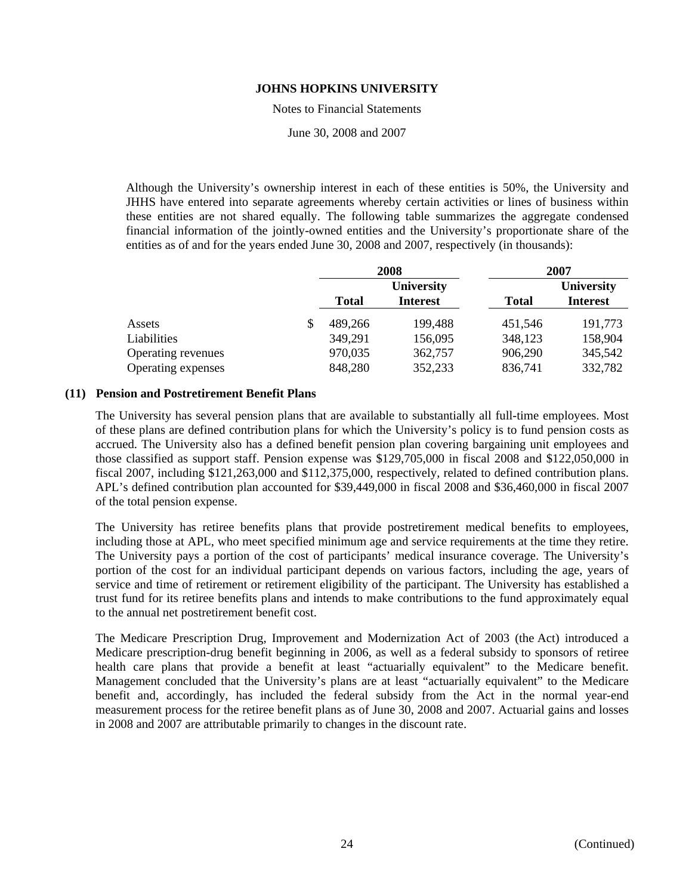Although the University's ownership interest in each of these entities is 50%, the University and JHHS have entered into separate agreements whereby certain activities or lines of business within these entities are not shared equally. The following table summarizes the aggregate condensed financial information of the jointly-owned entities and the University's proportionate share of the entities as of and for the years ended June 30, 2008 and 2007, respectively (in thousands):

| | 2008 | | 2007 | |
|---|---|---|---|---|
| | **Total** | **University Interest** | **Total** | **University Interest** |
| Assets | $ 489,266 | 199,488 | 451,546 | 191,773 |
| Liabilities | 349,291 | 156,095 | 348,123 | 158,904 |
| Operating revenues | 970,035 | 362,757 | 906,290 | 345,542 |
| Operating expenses | 848,280 | 352,233 | 836,741 | 332,782 |

## (11) Pension and Postretirement Benefit Plans

The University has several pension plans that are available to substantially all full-time employees. Most of these plans are defined contribution plans for which the University's policy is to fund pension costs as accrued. The University also has a defined benefit pension plan covering bargaining unit employees and those classified as support staff. Pension expense was $129,705,000 in fiscal 2008 and $122,050,000 in fiscal 2007, including $121,263,000 and $112,375,000, respectively, related to defined contribution plans. APL's defined contribution plan accounted for $39,449,000 in fiscal 2008 and $36,460,000 in fiscal 2007 of the total pension expense.

The University has retiree benefits plans that provide postretirement medical benefits to employees, including those at APL, who meet specified minimum age and service requirements at the time they retire. The University pays a portion of the cost of participants' medical insurance coverage. The University's portion of the cost for an individual participant depends on various factors, including the age, years of service and time of retirement or retirement eligibility of the participant. The University has established a trust fund for its retiree benefits plans and intends to make contributions to the fund approximately equal to the annual net postretirement benefit cost.

The Medicare Prescription Drug, Improvement and Modernization Act of 2003 (the Act) introduced a Medicare prescription-drug benefit beginning in 2006, as well as a federal subsidy to sponsors of retiree health care plans that provide a benefit at least "actuarially equivalent" to the Medicare benefit. Management concluded that the University's plans are at least "actuarially equivalent" to the Medicare benefit and, accordingly, has included the federal subsidy from the Act in the normal year-end measurement process for the retiree benefit plans as of June 30, 2008 and 2007. Actuarial gains and losses in 2008 and 2007 are attributable primarily to changes in the discount rate.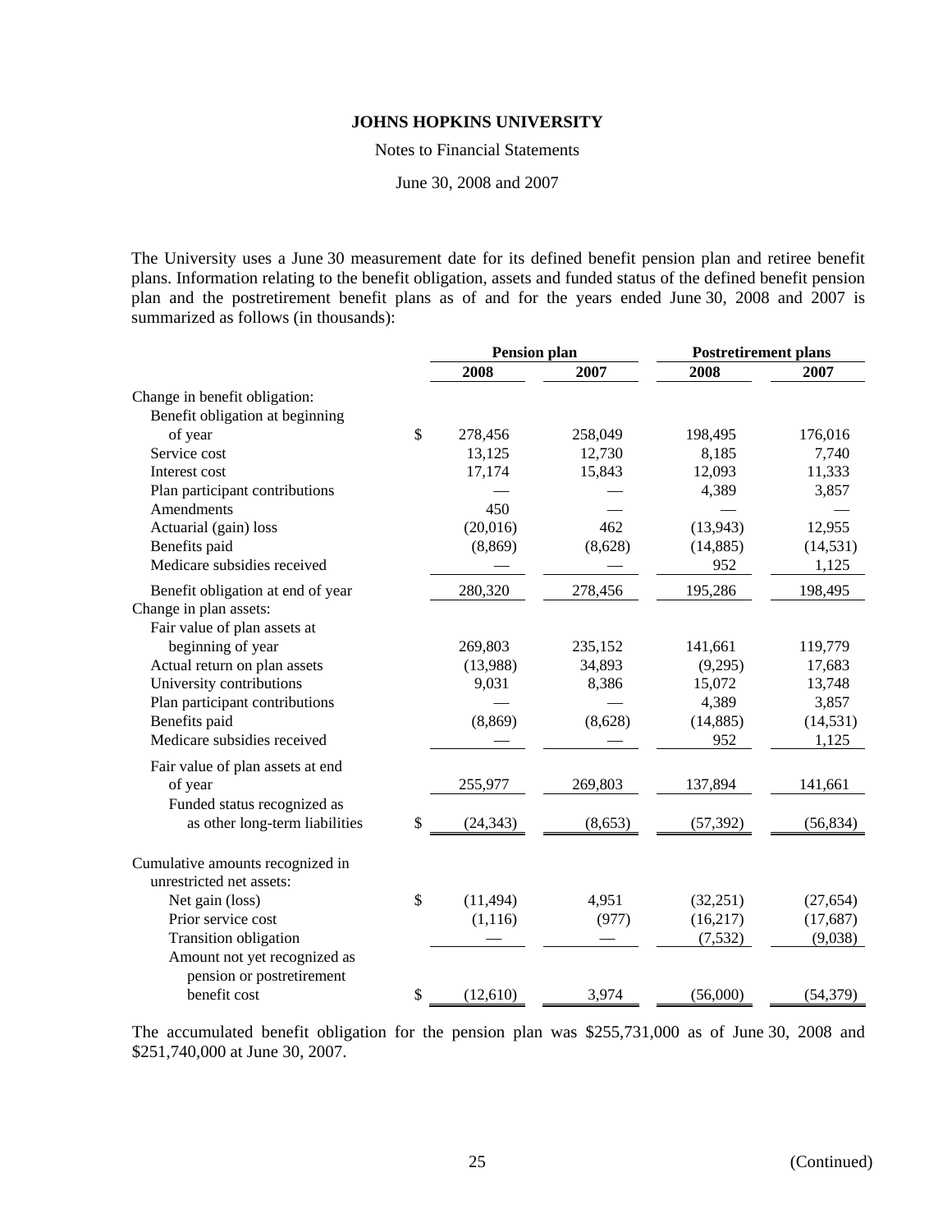The University uses a June 30 measurement date for its defined benefit pension plan and retiree benefit plans. Information relating to the benefit obligation, assets and funded status of the defined benefit pension plan and the postretirement benefit plans as of and for the years ended June 30, 2008 and 2007 is summarized as follows (in thousands):

| | Pension plan | | Postretirement plans | |
|---|---|---|---|---|
| | 2008 | 2007 | 2008 | 2007 |
| Change in benefit obligation: | | | | |
| Benefit obligation at beginning of year | $ 278,456 | 258,049 | 198,495 | 176,016 |
| Service cost | 13,125 | 12,730 | 8,185 | 7,740 |
| Interest cost | 17,174 | 15,843 | 12,093 | 11,333 |
| Plan participant contributions | — | — | 4,389 | 3,857 |
| Amendments | 450 | — | — | — |
| Actuarial (gain) loss | (20,016) | 462 | (13,943) | 12,955 |
| Benefits paid | (8,869) | (8,628) | (14,885) | (14,531) |
| Medicare subsidies received | — | — | 952 | 1,125 |
| Benefit obligation at end of year | 280,320 | 278,456 | 195,286 | 198,495 |
| Change in plan assets: | | | | |
| Fair value of plan assets at beginning of year | 269,803 | 235,152 | 141,661 | 119,779 |
| Actual return on plan assets | (13,988) | 34,893 | (9,295) | 17,683 |
| University contributions | 9,031 | 8,386 | 15,072 | 13,748 |
| Plan participant contributions | — | — | 4,389 | 3,857 |
| Benefits paid | (8,869) | (8,628) | (14,885) | (14,531) |
| Medicare subsidies received | — | — | 952 | 1,125 |
| Fair value of plan assets at end of year | 255,977 | 269,803 | 137,894 | 141,661 |
| Funded status recognized as as other long-term liabilities | $ (24,343) | (8,653) | (57,392) | (56,834) |
| Cumulative amounts recognized in unrestricted net assets: | | | | |
| Net gain (loss) | $ (11,494) | 4,951 | (32,251) | (27,654) |
| Prior service cost | (1,116) | (977) | (16,217) | (17,687) |
| Transition obligation | — | — | (7,532) | (9,038) |
| Amount not yet recognized as pension or postretirement benefit cost | $ (12,610) | 3,974 | (56,000) | (54,379) |

The accumulated benefit obligation for the pension plan was $255,731,000 as of June 30, 2008 and $251,740,000 at June 30, 2007.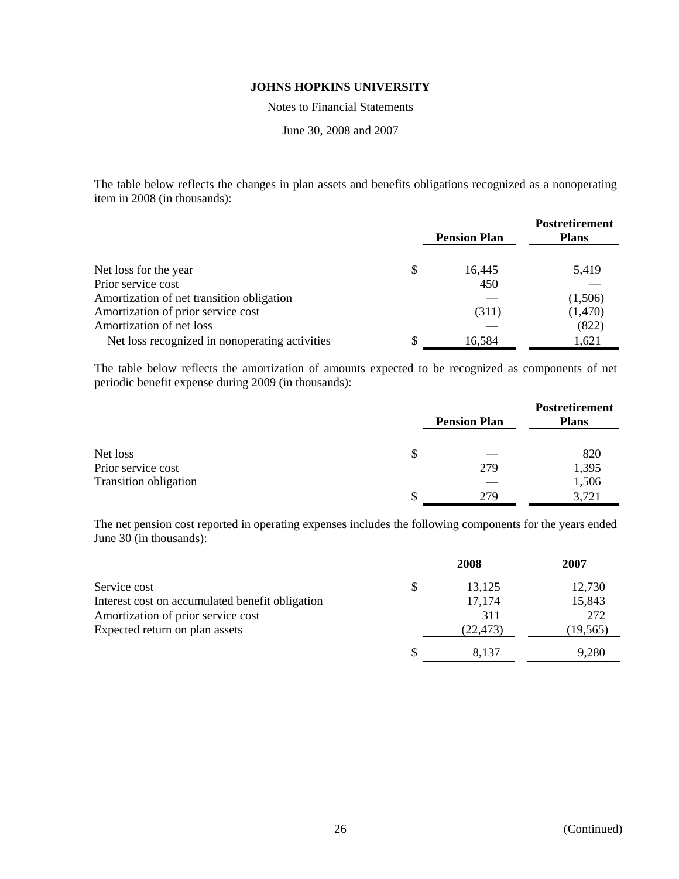The table below reflects the changes in plan assets and benefits obligations recognized as a nonoperating item in 2008 (in thousands):

| | Pension Plan | Postretirement Plans |
|---|---|---|
| Net loss for the year | $ 16,445 | 5,419 |
| Prior service cost | 450 | — |
| Amortization of net transition obligation | — | (1,506) |
| Amortization of prior service cost | (311) | (1,470) |
| Amortization of net loss | — | (822) |
| Net loss recognized in nonoperating activities | $ 16,584 | 1,621 |

The table below reflects the amortization of amounts expected to be recognized as components of net periodic benefit expense during 2009 (in thousands):

| | Pension Plan | Postretirement Plans |
|---|---|---|
| Net loss | $ — | 820 |
| Prior service cost | 279 | 1,395 |
| Transition obligation | — | 1,506 |
| | $ 279 | 3,721 |

The net pension cost reported in operating expenses includes the following components for the years ended June 30 (in thousands):

| | 2008 | 2007 |
|---|---|---|
| Service cost | $ 13,125 | 12,730 |
| Interest cost on accumulated benefit obligation | 17,174 | 15,843 |
| Amortization of prior service cost | 311 | 272 |
| Expected return on plan assets | (22,473) | (19,565) |
| | $ 8,137 | 9,280 |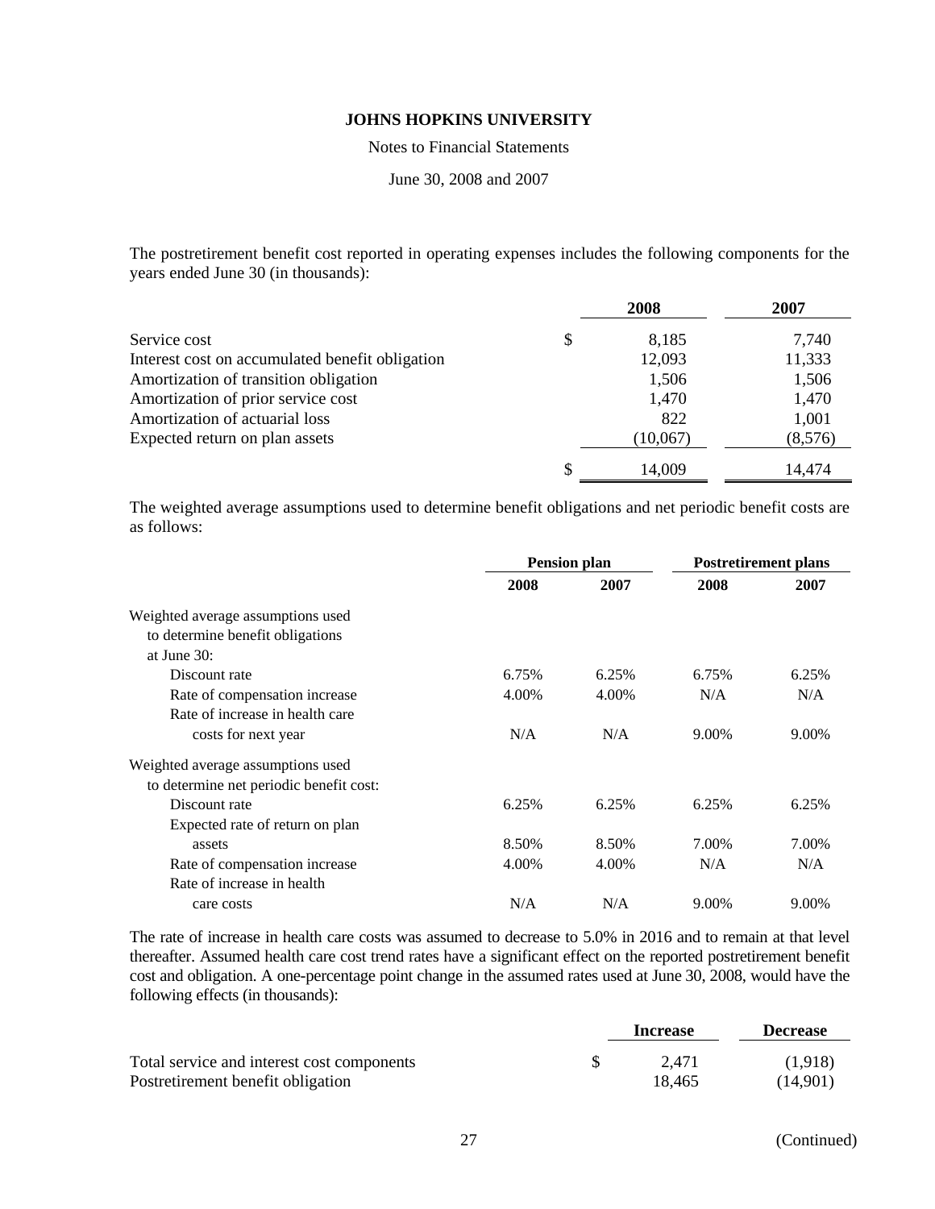The postretirement benefit cost reported in operating expenses includes the following components for the years ended June 30 (in thousands):

| | 2008 | 2007 |
|---|---|---|
| Service cost | $ 8,185 | 7,740 |
| Interest cost on accumulated benefit obligation | 12,093 | 11,333 |
| Amortization of transition obligation | 1,506 | 1,506 |
| Amortization of prior service cost | 1,470 | 1,470 |
| Amortization of actuarial loss | 822 | 1,001 |
| Expected return on plan assets | (10,067) | (8,576) |
| | $ 14,009 | 14,474 |

The weighted average assumptions used to determine benefit obligations and net periodic benefit costs are as follows:

| | Pension plan | | Postretirement plans | |
|---|---|---|---|---|
| | 2008 | 2007 | 2008 | 2007 |
| Weighted average assumptions used to determine benefit obligations at June 30: | | | | |
| Discount rate | 6.75% | 6.25% | 6.75% | 6.25% |
| Rate of compensation increase | 4.00% | 4.00% | N/A | N/A |
| Rate of increase in health care costs for next year | N/A | N/A | 9.00% | 9.00% |
| Weighted average assumptions used to determine net periodic benefit cost: | | | | |
| Discount rate | 6.25% | 6.25% | 6.25% | 6.25% |
| Expected rate of return on plan assets | 8.50% | 8.50% | 7.00% | 7.00% |
| Rate of compensation increase | 4.00% | 4.00% | N/A | N/A |
| Rate of increase in health care costs | N/A | N/A | 9.00% | 9.00% |

The rate of increase in health care costs was assumed to decrease to 5.0% in 2016 and to remain at that level thereafter. Assumed health care cost trend rates have a significant effect on the reported postretirement benefit cost and obligation. A one-percentage point change in the assumed rates used at June 30, 2008, would have the following effects (in thousands):

| | Increase | Decrease |
|---|---|---|
| Total service and interest cost components | $ 2,471 | (1,918) |
| Postretirement benefit obligation | 18,465 | (14,901) |

(Continued)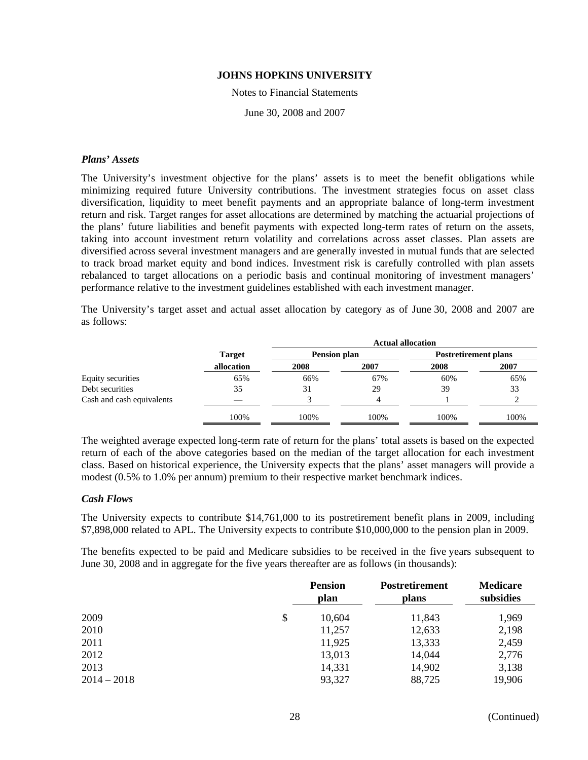### *Plans' Assets*

The University's investment objective for the plans' assets is to meet the benefit obligations while minimizing required future University contributions. The investment strategies focus on asset class diversification, liquidity to meet benefit payments and an appropriate balance of long-term investment return and risk. Target ranges for asset allocations are determined by matching the actuarial projections of the plans' future liabilities and benefit payments with expected long-term rates of return on the assets, taking into account investment return volatility and correlations across asset classes. Plan assets are diversified across several investment managers and are generally invested in mutual funds that are selected to track broad market equity and bond indices. Investment risk is carefully controlled with plan assets rebalanced to target allocations on a periodic basis and continual monitoring of investment managers' performance relative to the investment guidelines established with each investment manager.

The University's target asset and actual asset allocation by category as of June 30, 2008 and 2007 are as follows:

| | Target | Actual allocation | | | |
|---|---|---|---|---|---|
| | | Pension plan | | Postretirement plans | |
| | allocation | 2008 | 2007 | 2008 | 2007 |
| Equity securities | 65% | 66% | 67% | 60% | 65% |
| Debt securities | 35 | 31 | 29 | 39 | 33 |
| Cash and cash equivalents | — | 3 | 4 | 1 | 2 |
| | 100% | 100% | 100% | 100% | 100% |

The weighted average expected long-term rate of return for the plans' total assets is based on the expected return of each of the above categories based on the median of the target allocation for each investment class. Based on historical experience, the University expects that the plans' asset managers will provide a modest (0.5% to 1.0% per annum) premium to their respective market benchmark indices.

### *Cash Flows*

The University expects to contribute $14,761,000 to its postretirement benefit plans in 2009, including $7,898,000 related to APL. The University expects to contribute $10,000,000 to the pension plan in 2009.

The benefits expected to be paid and Medicare subsidies to be received in the five years subsequent to June 30, 2008 and in aggregate for the five years thereafter are as follows (in thousands):

| | Pension plan | Postretirement plans | Medicare subsidies |
|---|---|---|---|
| 2009 | $ 10,604 | 11,843 | 1,969 |
| 2010 | 11,257 | 12,633 | 2,198 |
| 2011 | 11,925 | 13,333 | 2,459 |
| 2012 | 13,013 | 14,044 | 2,776 |
| 2013 | 14,331 | 14,902 | 3,138 |
| 2014 – 2018 | 93,327 | 88,725 | 19,906 |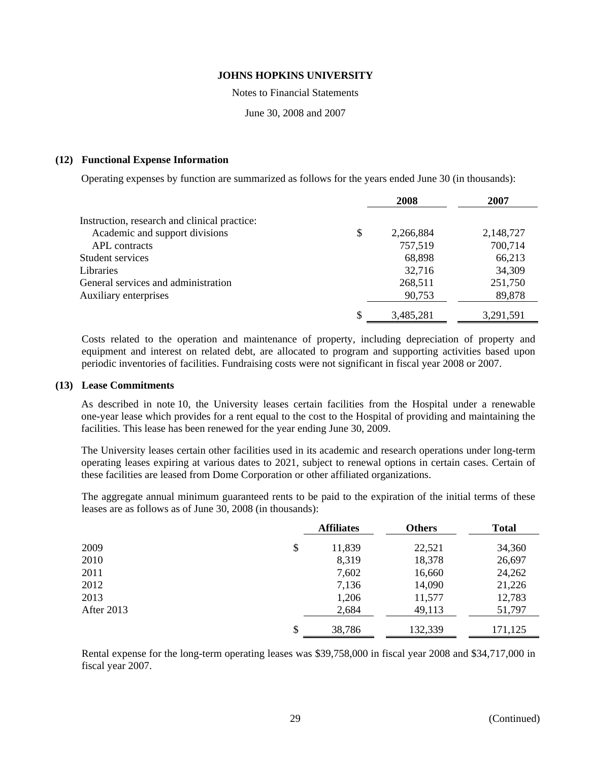# JOHNS HOPKINS UNIVERSITY

Notes to Financial Statements

June 30, 2008 and 2007

## (12) Functional Expense Information

Operating expenses by function are summarized as follows for the years ended June 30 (in thousands):

| | 2008 | 2007 |
|---|---|---|
| Instruction, research and clinical practice: | | |
| Academic and support divisions | $ 2,266,884 | 2,148,727 |
| APL contracts | 757,519 | 700,714 |
| Student services | 68,898 | 66,213 |
| Libraries | 32,716 | 34,309 |
| General services and administration | 268,511 | 251,750 |
| Auxiliary enterprises | 90,753 | 89,878 |
| | $ 3,485,281 | 3,291,591 |

Costs related to the operation and maintenance of property, including depreciation of property and equipment and interest on related debt, are allocated to program and supporting activities based upon periodic inventories of facilities. Fundraising costs were not significant in fiscal year 2008 or 2007.

## (13) Lease Commitments

As described in note 10, the University leases certain facilities from the Hospital under a renewable one-year lease which provides for a rent equal to the cost to the Hospital of providing and maintaining the facilities. This lease has been renewed for the year ending June 30, 2009.

The University leases certain other facilities used in its academic and research operations under long-term operating leases expiring at various dates to 2021, subject to renewal options in certain cases. Certain of these facilities are leased from Dome Corporation or other affiliated organizations.

The aggregate annual minimum guaranteed rents to be paid to the expiration of the initial terms of these leases are as follows as of June 30, 2008 (in thousands):

| | Affiliates | Others | Total |
|---|---|---|---|
| 2009 | $ 11,839 | 22,521 | 34,360 |
| 2010 | 8,319 | 18,378 | 26,697 |
| 2011 | 7,602 | 16,660 | 24,262 |
| 2012 | 7,136 | 14,090 | 21,226 |
| 2013 | 1,206 | 11,577 | 12,783 |
| After 2013 | 2,684 | 49,113 | 51,797 |
| | $ 38,786 | 132,339 | 171,125 |

Rental expense for the long-term operating leases was $39,758,000 in fiscal year 2008 and $34,717,000 in fiscal year 2007.

(Continued)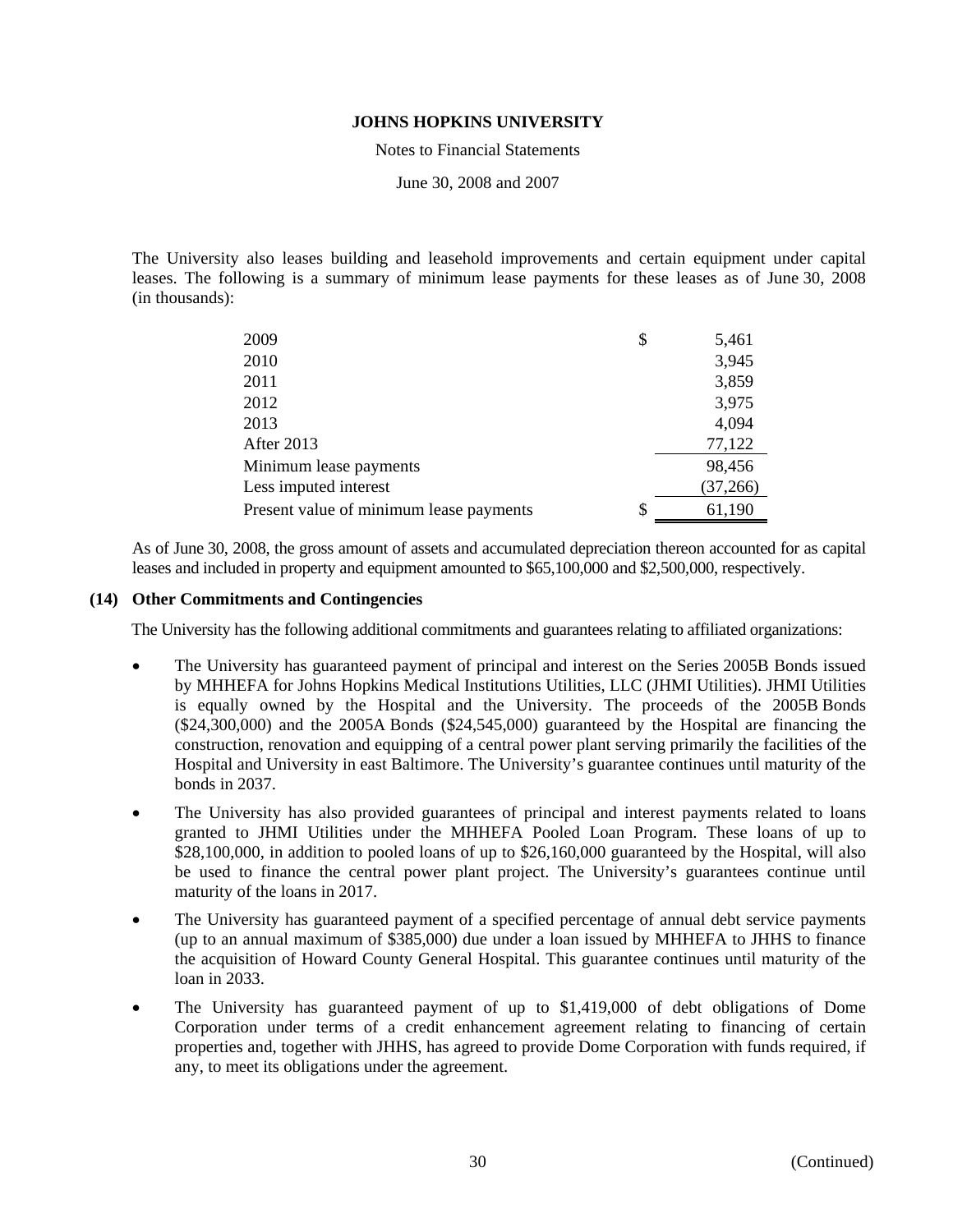The University also leases building and leasehold improvements and certain equipment under capital leases. The following is a summary of minimum lease payments for these leases as of June 30, 2008 (in thousands):

| | |
|---|---|
| 2009 | $ 5,461 |
| 2010 | 3,945 |
| 2011 | 3,859 |
| 2012 | 3,975 |
| 2013 | 4,094 |
| After 2013 | 77,122 |
| Minimum lease payments | 98,456 |
| Less imputed interest | (37,266) |
| Present value of minimum lease payments | $ 61,190 |

As of June 30, 2008, the gross amount of assets and accumulated depreciation thereon accounted for as capital leases and included in property and equipment amounted to $65,100,000 and $2,500,000, respectively.

## (14) Other Commitments and Contingencies

The University has the following additional commitments and guarantees relating to affiliated organizations:

- The University has guaranteed payment of principal and interest on the Series 2005B Bonds issued by MHHEFA for Johns Hopkins Medical Institutions Utilities, LLC (JHMI Utilities). JHMI Utilities is equally owned by the Hospital and the University. The proceeds of the 2005B Bonds ($24,300,000) and the 2005A Bonds ($24,545,000) guaranteed by the Hospital are financing the construction, renovation and equipping of a central power plant serving primarily the facilities of the Hospital and University in east Baltimore. The University's guarantee continues until maturity of the bonds in 2037.
- The University has also provided guarantees of principal and interest payments related to loans granted to JHMI Utilities under the MHHEFA Pooled Loan Program. These loans of up to $28,100,000, in addition to pooled loans of up to $26,160,000 guaranteed by the Hospital, will also be used to finance the central power plant project. The University's guarantees continue until maturity of the loans in 2017.
- The University has guaranteed payment of a specified percentage of annual debt service payments (up to an annual maximum of $385,000) due under a loan issued by MHHEFA to JHHS to finance the acquisition of Howard County General Hospital. This guarantee continues until maturity of the loan in 2033.
- The University has guaranteed payment of up to $1,419,000 of debt obligations of Dome Corporation under terms of a credit enhancement agreement relating to financing of certain properties and, together with JHHS, has agreed to provide Dome Corporation with funds required, if any, to meet its obligations under the agreement.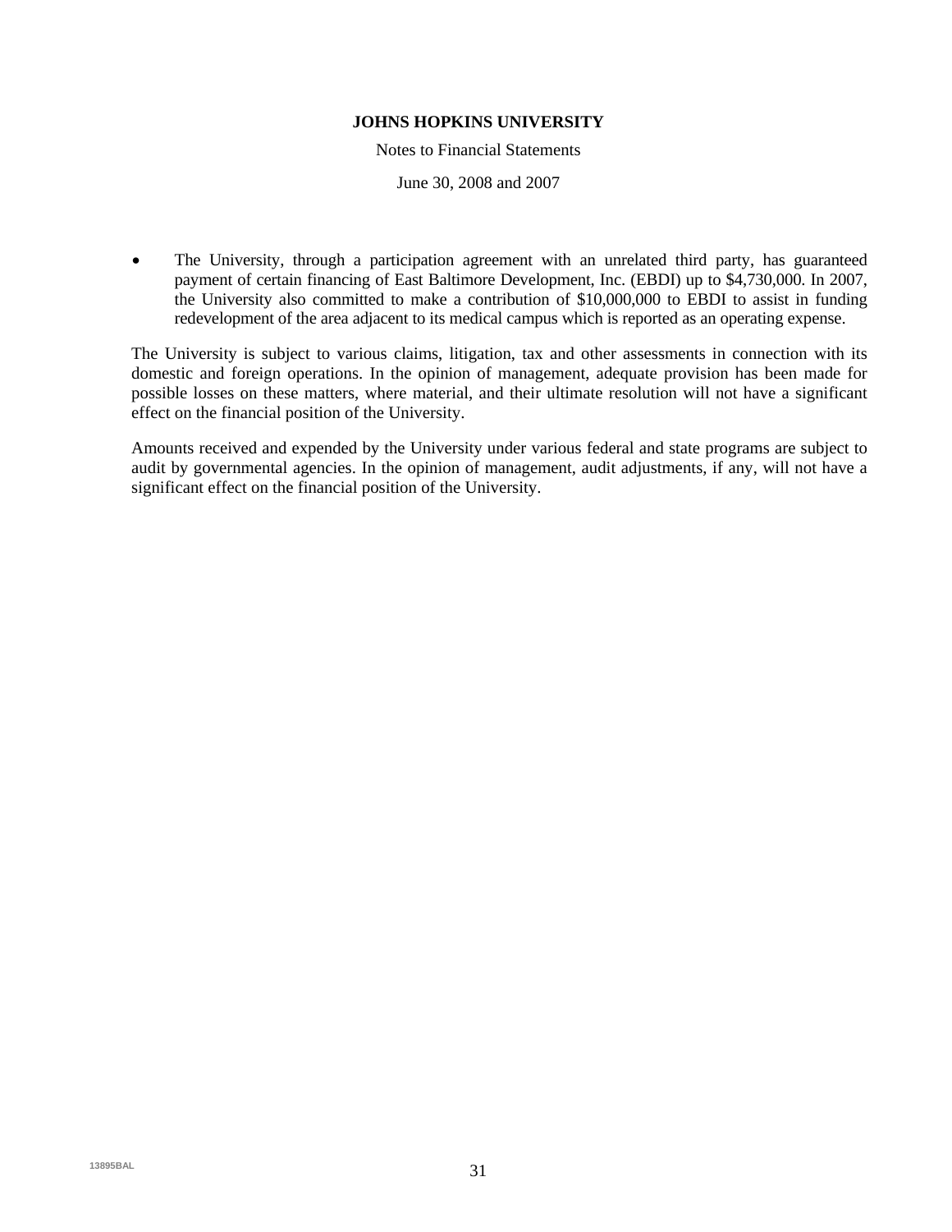- The University, through a participation agreement with an unrelated third party, has guaranteed payment of certain financing of East Baltimore Development, Inc. (EBDI) up to $4,730,000. In 2007, the University also committed to make a contribution of $10,000,000 to EBDI to assist in funding redevelopment of the area adjacent to its medical campus which is reported as an operating expense.

The University is subject to various claims, litigation, tax and other assessments in connection with its domestic and foreign operations. In the opinion of management, adequate provision has been made for possible losses on these matters, where material, and their ultimate resolution will not have a significant effect on the financial position of the University.

Amounts received and expended by the University under various federal and state programs are subject to audit by governmental agencies. In the opinion of management, audit adjustments, if any, will not have a significant effect on the financial position of the University.